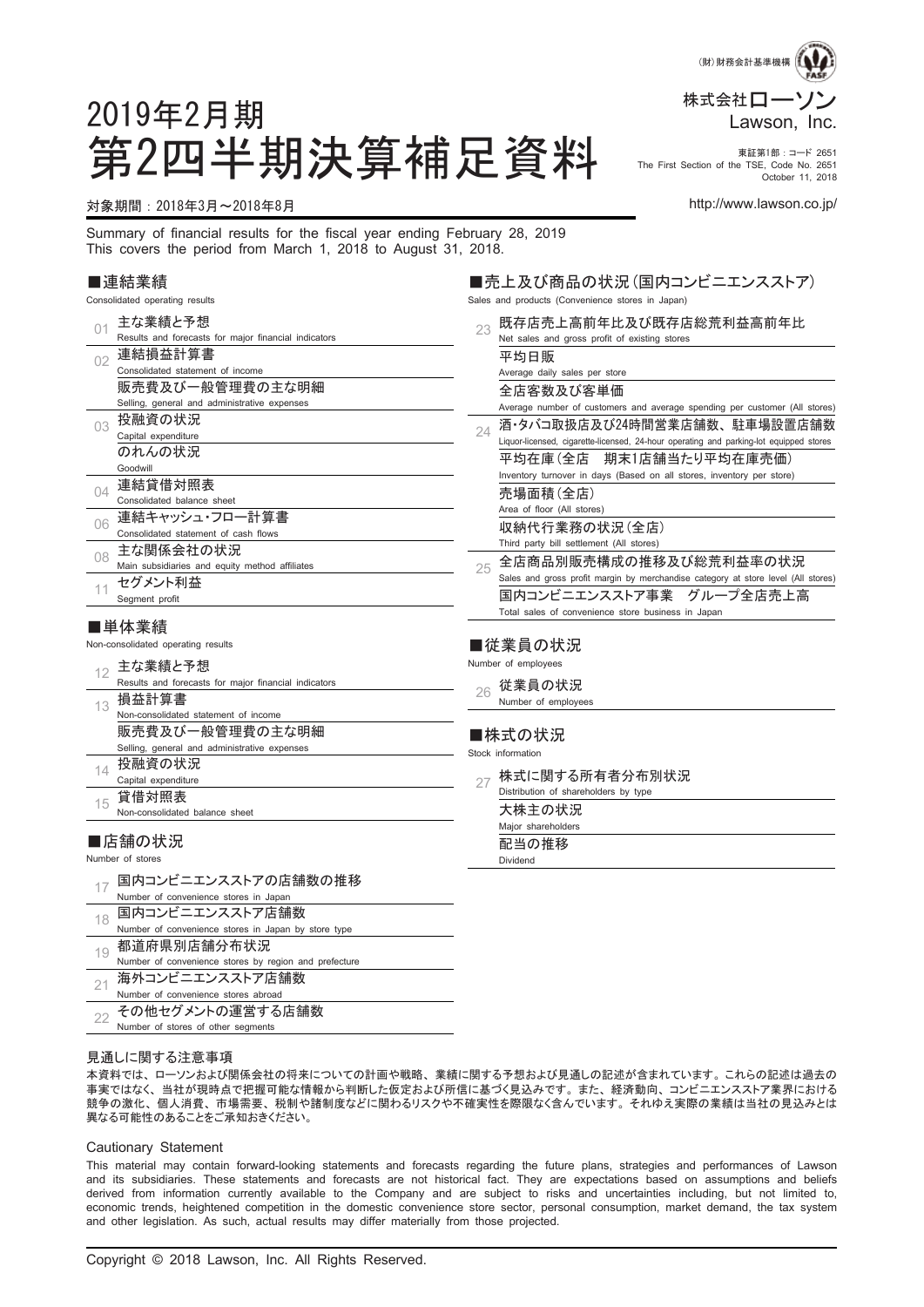（財）財務会計基準機構

株式会社ローソン
Lawson, Inc.

東証第1部：コード 2651
The First Section of the TSE, Code No. 2651
October 11, 2018

http://www.lawson.co.jp/

# 2019年2月期
# 第2四半期決算補足資料

対象期間：2018年3月～2018年8月

Summary of financial results for the fiscal year ending February 28, 2019
This covers the period from March 1, 2018 to August 31, 2018.

## ■連結業績
Consolidated operating results

- 01 主な業績と予想 Results and forecasts for major financial indicators
- 02 連結損益計算書 Consolidated statement of income
  - 販売費及び一般管理費の主な明細 Selling, general and administrative expenses
- 03 投融資の状況 Capital expenditure
  - のれんの状況 Goodwill
- 04 連結貸借対照表 Consolidated balance sheet
- 06 連結キャッシュ・フロー計算書 Consolidated statement of cash flows
- 08 主な関係会社の状況 Main subsidiaries and equity method affiliates
- 11 セグメント利益 Segment profit

## ■単体業績
Non-consolidated operating results

- 12 主な業績と予想 Results and forecasts for major financial indicators
- 13 損益計算書 Non-consolidated statement of income
  - 販売費及び一般管理費の主な明細 Selling, general and administrative expenses
- 14 投融資の状況 Capital expenditure
- 15 貸借対照表 Non-consolidated balance sheet

## ■店舗の状況
Number of stores

- 17 国内コンビニエンスストアの店舗数の推移 Number of convenience stores in Japan
- 18 国内コンビニエンスストア店舗数 Number of convenience stores in Japan by store type
- 19 都道府県別店舗分布状況 Number of convenience stores by region and prefecture
- 21 海外コンビニエンスストア店舗数 Number of convenience stores abroad
- 22 その他セグメントの運営する店舗数 Number of stores of other segments

## ■売上及び商品の状況（国内コンビニエンスストア）
Sales and products (Convenience stores in Japan)

- 23 既存店売上高前年比及び既存店総荒利益高前年比 Net sales and gross profit of existing stores
  - 平均日販 Average daily sales per store
  - 全店客数及び客単価 Average number of customers and average spending per customer (All stores)
- 24 酒・タバコ取扱店及び24時間営業店舗数、駐車場設置店舗数 Liquor-licensed, cigarette-licensed, 24-hour operating and parking-lot equipped stores
  - 平均在庫（全店　期末1店舗当たり平均在庫売価） Inventory turnover in days (Based on all stores, inventory per store)
  - 売場面積（全店） Area of floor (All stores)
  - 収納代行業務の状況（全店） Third party bill settlement (All stores)
- 25 全店商品別販売構成の推移及び総荒利益率の状況 Sales and gross profit margin by merchandise category at store level (All stores)
  - 国内コンビニエンスストア事業　グループ全店売上高 Total sales of convenience store business in Japan

## ■従業員の状況
Number of employees

- 26 従業員の状況 Number of employees

## ■株式の状況
Stock information

- 27 株式に関する所有者分布別状況 Distribution of shareholders by type
  - 大株主の状況 Major shareholders
  - 配当の推移 Dividend

### 見通しに関する注意事項

本資料では、ローソンおよび関係会社の将来についての計画や戦略、業績に関する予想および見通しの記述が含まれています。これらの記述は過去の事実ではなく、当社が現時点で把握可能な情報から判断した仮定および所信に基づく見込みです。また、経済動向、コンビニエンスストア業界における競争の激化、個人消費、市場需要、税制や諸制度などに関わるリスクや不確実性を際限なく含んでいます。それゆえ実際の業績は当社の見込みとは異なる可能性のあることをご承知おきください。

### Cautionary Statement

This material may contain forward-looking statements and forecasts regarding the future plans, strategies and performances of Lawson and its subsidiaries. These statements and forecasts are not historical fact. They are expectations based on assumptions and beliefs derived from information currently available to the Company and are subject to risks and uncertainties including, but not limited to, economic trends, heightened competition in the domestic convenience store sector, personal consumption, market demand, the tax system and other legislation. As such, actual results may differ materially from those projected.

Copyright © 2018 Lawson, Inc. All Rights Reserved.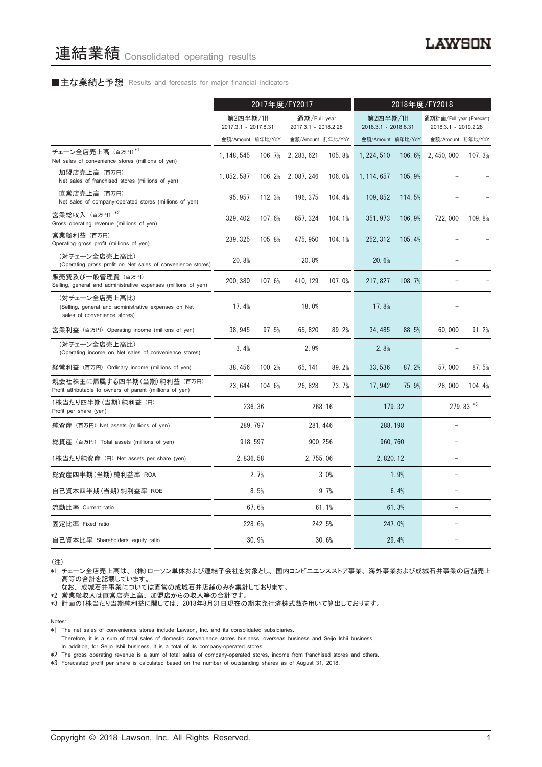# 連結業績 Consolidated operating results

## ■主な業績と予想 Results and forecasts for major financial indicators

| | 2017年度/FY2017 | | | | 2018年度/FY2018 | | | |
|---|---|---|---|---|---|---|---|---|
| | 第2四半期/1H 2017.3.1 - 2017.8.31 | | 通期/Full year 2017.3.1 - 2018.2.28 | | 第2四半期/1H 2018.3.1 - 2018.8.31 | | 通期計画/Full year (Forecast) 2018.3.1 - 2019.2.28 | |
| | 金額/Amount | 前年比/YoY | 金額/Amount | 前年比/YoY | 金額/Amount | 前年比/YoY | 金額/Amount | 前年比/YoY |
| チェーン全店売上高 (百万円) *1 Net sales of convenience stores (millions of yen) | 1, 148, 545 | 106. 7% | 2, 283, 621 | 105. 8% | 1, 224, 510 | 106. 6% | 2, 450, 000 | 107. 3% |
| 加盟店売上高 (百万円) Net sales of franchised stores (millions of yen) | 1, 052, 587 | 106. 2% | 2, 087, 246 | 106. 0% | 1, 114, 657 | 105. 9% | – | – |
| 直営店売上高 (百万円) Net sales of company-operated stores (millions of yen) | 95, 957 | 112. 3% | 196, 375 | 104. 4% | 109, 852 | 114. 5% | – | – |
| 営業総収入 (百万円) *2 Gross operating revenue (millions of yen) | 329, 402 | 107. 6% | 657, 324 | 104. 1% | 351, 973 | 106. 9% | 722, 000 | 109. 8% |
| 営業総利益 (百万円) Operating gross profit (millions of yen) | 239, 325 | 105. 8% | 475, 950 | 104. 1% | 252, 312 | 105. 4% | – | – |
| (対チェーン全店売上高比) (Operating gross profit on Net sales of convenience stores) | 20. 8% | | 20. 8% | | 20. 6% | | – | |
| 販売費及び一般管理費 (百万円) Selling, general and administrative expenses (millions of yen) | 200, 380 | 107. 6% | 410, 129 | 107. 0% | 217, 827 | 108. 7% | – | – |
| (対チェーン全店売上高比) (Selling, general and administrative expenses on Net sales of convenience stores) | 17. 4% | | 18. 0% | | 17. 8% | | – | |
| 営業利益 (百万円) Operating income (millions of yen) | 38, 945 | 97. 5% | 65, 820 | 89. 2% | 34, 485 | 88. 5% | 60, 000 | 91. 2% |
| (対チェーン全店売上高比) (Operating income on Net sales of convenience stores) | 3. 4% | | 2. 9% | | 2. 8% | | – | |
| 経常利益 (百万円) Ordinary income (millions of yen) | 38, 456 | 100. 2% | 65, 141 | 89. 2% | 33, 536 | 87. 2% | 57, 000 | 87. 5% |
| 親会社株主に帰属する四半期(当期)純利益 (百万円) Profit attributable to owners of parent (millions of yen) | 23, 644 | 104. 6% | 26, 828 | 73. 7% | 17, 942 | 75. 9% | 28, 000 | 104. 4% |
| 1株当たり四半期(当期)純利益 (円) Profit per share (yen) | 236. 36 | | 268. 16 | | 179. 32 | | 279. 83 *3 | |
| 純資産 (百万円) Net assets (millions of yen) | 289, 797 | | 281, 446 | | 288, 198 | | – | |
| 総資産 (百万円) Total assets (millions of yen) | 918, 597 | | 900, 256 | | 960, 760 | | – | |
| 1株当たり純資産 (円) Net assets per share (yen) | 2, 836. 58 | | 2, 755. 06 | | 2, 820. 12 | | – | |
| 総資産四半期(当期)純利益率 ROA | 2. 7% | | 3. 0% | | 1. 9% | | – | |
| 自己資本四半期(当期)純利益率 ROE | 8. 5% | | 9. 7% | | 6. 4% | | – | |
| 流動比率 Current ratio | 67. 6% | | 61. 1% | | 61. 3% | | – | |
| 固定比率 Fixed ratio | 228. 6% | | 242. 5% | | 247. 0% | | – | |
| 自己資本比率 Shareholders' equity ratio | 30. 9% | | 30. 6% | | 29. 4% | | – | |

(注)

*1 チェーン全店売上高は、(株)ローソン単体および連結子会社を対象とし、国内コンビニエンスストア事業、海外事業および成城石井事業の店舗売上高等の合計を記載しています。
なお、成城石井事業については直営の成城石井店舗のみを集計しております。

*2 営業総収入は直営店売上高、加盟店からの収入等の合計です。

*3 計画の1株当たり当期純利益に関しては、2018年8月31日現在の期末発行済株式数を用いて算出しております。

Notes:

*1 The net sales of convenience stores include Lawson, Inc. and its consolidated subsidiaries.
Therefore, it is a sum of total sales of domestic convenience stores business, overseas business and Seijo Ishii business.
In addition, for Seijo Ishii business, it is a total of its company-operated stores.

*2 The gross operating revenue is a sum of total sales of company-operated stores, income from franchised stores and others.

*3 Forecasted profit per share is calculated based on the number of outstanding shares as of August 31, 2018.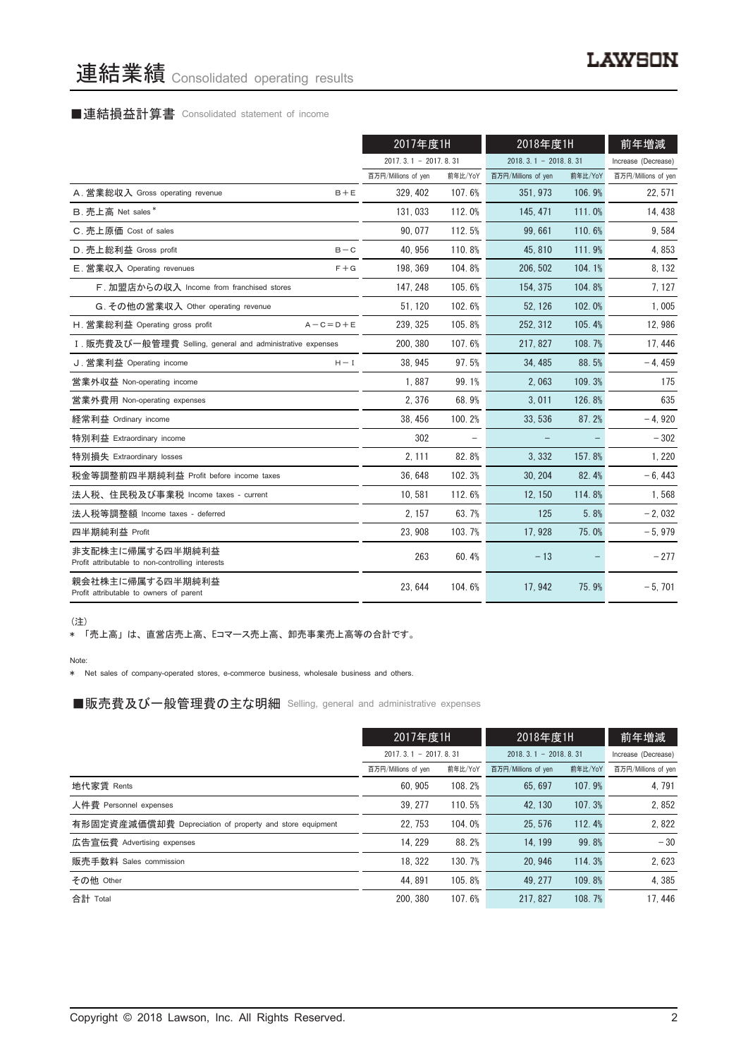# 連結業績 Consolidated operating results

## ■連結損益計算書 Consolidated statement of income

| | 2017年度1H | | 2018年度1H | | 前年増減 |
|---|---|---|---|---|---|
| | 2017. 3. 1 － 2017. 8. 31 | | 2018. 3. 1 － 2018. 8. 31 | | Increase (Decrease) |
| | 百万円/Millions of yen | 前年比/YoY | 百万円/Millions of yen | 前年比/YoY | 百万円/Millions of yen |
| A. 営業総収入 Gross operating revenue　B＋E | 329, 402 | 107. 6% | 351, 973 | 106. 9% | 22, 571 |
| B. 売上高 Net sales＊ | 131, 033 | 112. 0% | 145, 471 | 111. 0% | 14, 438 |
| C. 売上原価 Cost of sales | 90, 077 | 112. 5% | 99, 661 | 110. 6% | 9, 584 |
| D. 売上総利益 Gross profit　B－C | 40, 956 | 110. 8% | 45, 810 | 111. 9% | 4, 853 |
| E. 営業収入 Operating revenues　F＋G | 198, 369 | 104. 8% | 206, 502 | 104. 1% | 8, 132 |
| F. 加盟店からの収入 Income from franchised stores | 147, 248 | 105. 6% | 154, 375 | 104. 8% | 7, 127 |
| G. その他の営業収入 Other operating revenue | 51, 120 | 102. 6% | 52, 126 | 102. 0% | 1, 005 |
| H. 営業総利益 Operating gross profit　A－C＝D＋E | 239, 325 | 105. 8% | 252, 312 | 105. 4% | 12, 986 |
| I. 販売費及び一般管理費 Selling, general and administrative expenses | 200, 380 | 107. 6% | 217, 827 | 108. 7% | 17, 446 |
| J. 営業利益 Operating income　H－I | 38, 945 | 97. 5% | 34, 485 | 88. 5% | －4, 459 |
| 営業外収益 Non-operating income | 1, 887 | 99. 1% | 2, 063 | 109. 3% | 175 |
| 営業外費用 Non-operating expenses | 2, 376 | 68. 9% | 3, 011 | 126. 8% | 635 |
| 経常利益 Ordinary income | 38, 456 | 100. 2% | 33, 536 | 87. 2% | －4, 920 |
| 特別利益 Extraordinary income | 302 | － | － | － | －302 |
| 特別損失 Extraordinary losses | 2, 111 | 82. 8% | 3, 332 | 157. 8% | 1, 220 |
| 税金等調整前四半期純利益 Profit before income taxes | 36, 648 | 102. 3% | 30, 204 | 82. 4% | －6, 443 |
| 法人税、住民税及び事業税 Income taxes - current | 10, 581 | 112. 6% | 12, 150 | 114. 8% | 1, 568 |
| 法人税等調整額 Income taxes - deferred | 2, 157 | 63. 7% | 125 | 5. 8% | －2, 032 |
| 四半期純利益 Profit | 23, 908 | 103. 7% | 17, 928 | 75. 0% | －5, 979 |
| 非支配株主に帰属する四半期純利益 Profit attributable to non-controlling interests | 263 | 60. 4% | －13 | － | －277 |
| 親会社株主に帰属する四半期純利益 Profit attributable to owners of parent | 23, 644 | 104. 6% | 17, 942 | 75. 9% | －5, 701 |

（注）

＊ 「売上高」は、直営店売上高、Eコマース売上高、卸売事業売上高等の合計です。

Note:

＊ Net sales of company-operated stores, e-commerce business, wholesale business and others.

## ■販売費及び一般管理費の主な明細 Selling, general and administrative expenses

| | 2017年度1H | | 2018年度1H | | 前年増減 |
|---|---|---|---|---|---|
| | 2017. 3. 1 － 2017. 8. 31 | | 2018. 3. 1 － 2018. 8. 31 | | Increase (Decrease) |
| | 百万円/Millions of yen | 前年比/YoY | 百万円/Millions of yen | 前年比/YoY | 百万円/Millions of yen |
| 地代家賃 Rents | 60, 905 | 108. 2% | 65, 697 | 107. 9% | 4, 791 |
| 人件費 Personnel expenses | 39, 277 | 110. 5% | 42, 130 | 107. 3% | 2, 852 |
| 有形固定資産減価償却費 Depreciation of property and store equipment | 22, 753 | 104. 0% | 25, 576 | 112. 4% | 2, 822 |
| 広告宣伝費 Advertising expenses | 14, 229 | 88. 2% | 14, 199 | 99. 8% | －30 |
| 販売手数料 Sales commission | 18, 322 | 130. 7% | 20, 946 | 114. 3% | 2, 623 |
| その他 Other | 44, 891 | 105. 8% | 49, 277 | 109. 8% | 4, 385 |
| 合計 Total | 200, 380 | 107. 6% | 217, 827 | 108. 7% | 17, 446 |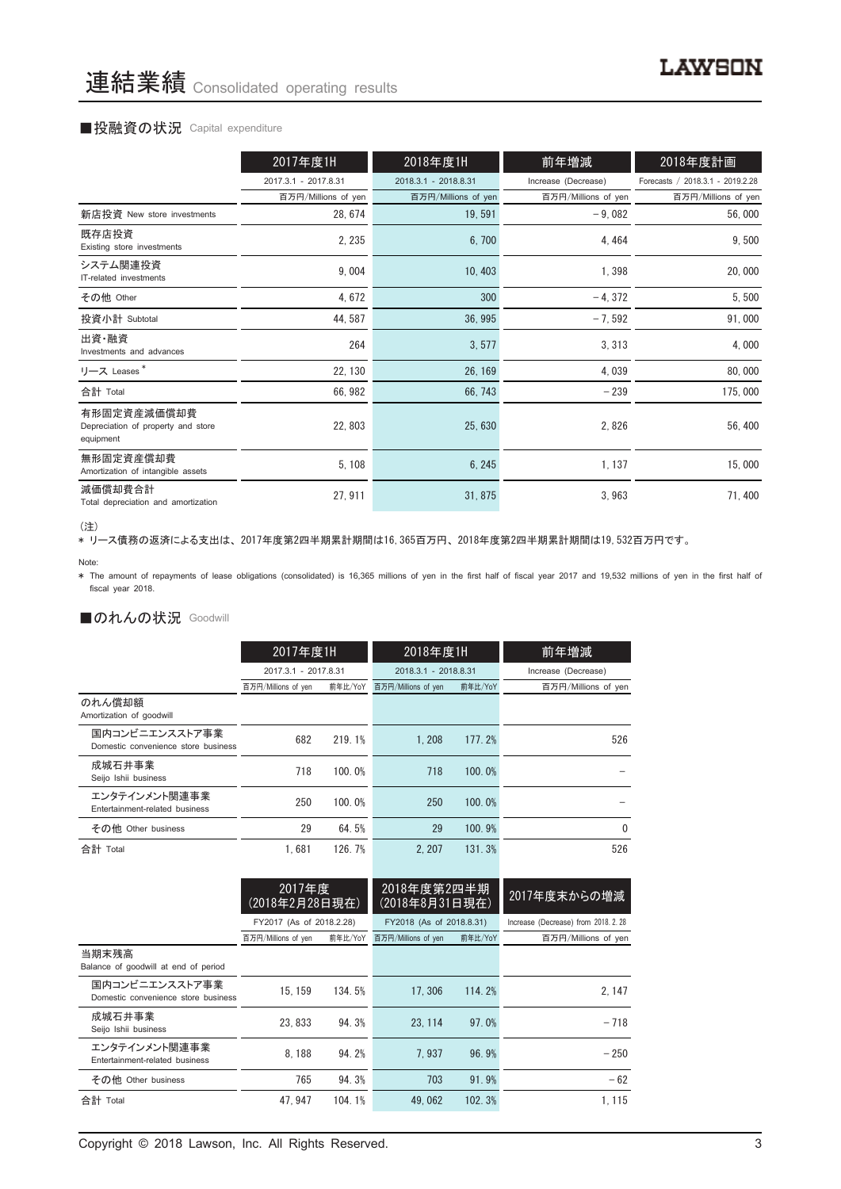# 連結業績 Consolidated operating results

## ■投融資の状況 Capital expenditure

| | 2017年度1H | 2018年度1H | 前年増減 | 2018年度計画 |
|---|---|---|---|---|
| | 2017.3.1 - 2017.8.31 | 2018.3.1 - 2018.8.31 | Increase (Decrease) | Forecasts / 2018.3.1 - 2019.2.28 |
| | 百万円/Millions of yen | 百万円/Millions of yen | 百万円/Millions of yen | 百万円/Millions of yen |
| 新店投資 New store investments | 28, 674 | 19, 591 | －9, 082 | 56, 000 |
| 既存店投資 Existing store investments | 2, 235 | 6, 700 | 4, 464 | 9, 500 |
| システム関連投資 IT-related investments | 9, 004 | 10, 403 | 1, 398 | 20, 000 |
| その他 Other | 4, 672 | 300 | －4, 372 | 5, 500 |
| 投資小計 Subtotal | 44, 587 | 36, 995 | －7, 592 | 91, 000 |
| 出資・融資 Investments and advances | 264 | 3, 577 | 3, 313 | 4, 000 |
| リース Leases * | 22, 130 | 26, 169 | 4, 039 | 80, 000 |
| 合計 Total | 66, 982 | 66, 743 | －239 | 175, 000 |
| 有形固定資産減価償却費 Depreciation of property and store equipment | 22, 803 | 25, 630 | 2, 826 | 56, 400 |
| 無形固定資産償却費 Amortization of intangible assets | 5, 108 | 6, 245 | 1, 137 | 15, 000 |
| 減価償却費合計 Total depreciation and amortization | 27, 911 | 31, 875 | 3, 963 | 71, 400 |

(注)

* リース債務の返済による支出は、2017年度第2四半期累計期間は16, 365百万円、2018年度第2四半期累計期間は19, 532百万円です。

Note:

* The amount of repayments of lease obligations (consolidated) is 16,365 millions of yen in the first half of fiscal year 2017 and 19,532 millions of yen in the first half of fiscal year 2018.

## ■のれんの状況 Goodwill

| | 2017年度1H | | 2018年度1H | | 前年増減 |
|---|---|---|---|---|---|
| | 2017.3.1 - 2017.8.31 | | 2018.3.1 - 2018.8.31 | | Increase (Decrease) |
| | 百万円/Millions of yen | 前年比/YoY | 百万円/Millions of yen | 前年比/YoY | 百万円/Millions of yen |
| のれん償却額 Amortization of goodwill | | | | | |
| 国内コンビニエンスストア事業 Domestic convenience store business | 682 | 219. 1% | 1, 208 | 177. 2% | 526 |
| 成城石井事業 Seijo Ishii business | 718 | 100. 0% | 718 | 100. 0% | － |
| エンタテインメント関連事業 Entertainment-related business | 250 | 100. 0% | 250 | 100. 0% | － |
| その他 Other business | 29 | 64. 5% | 29 | 100. 9% | 0 |
| 合計 Total | 1, 681 | 126. 7% | 2, 207 | 131. 3% | 526 |

| | 2017年度 (2018年2月28日現在) | | 2018年度第2四半期 (2018年8月31日現在) | | 2017年度末からの増減 |
|---|---|---|---|---|---|
| | FY2017 (As of 2018.2.28) | | FY2018 (As of 2018.8.31) | | Increase (Decrease) from 2018. 2. 28 |
| | 百万円/Millions of yen | 前年比/YoY | 百万円/Millions of yen | 前年比/YoY | 百万円/Millions of yen |
| 当期末残高 Balance of goodwill at end of period | | | | | |
| 国内コンビニエンスストア事業 Domestic convenience store business | 15, 159 | 134. 5% | 17, 306 | 114. 2% | 2, 147 |
| 成城石井事業 Seijo Ishii business | 23, 833 | 94. 3% | 23, 114 | 97. 0% | －718 |
| エンタテインメント関連事業 Entertainment-related business | 8, 188 | 94. 2% | 7, 937 | 96. 9% | －250 |
| その他 Other business | 765 | 94. 3% | 703 | 91. 9% | －62 |
| 合計 Total | 47, 947 | 104. 1% | 49, 062 | 102. 3% | 1, 115 |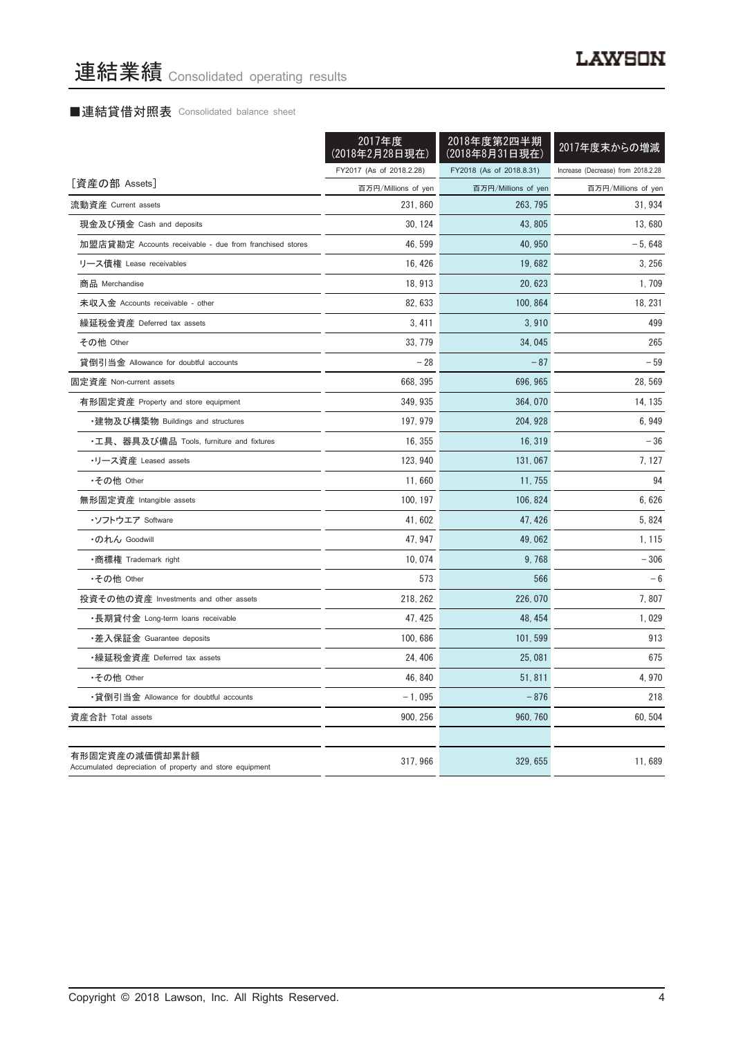# 連結業績 Consolidated operating results

## ■連結貸借対照表 Consolidated balance sheet

| [資産の部 Assets] | 2017年度 (2018年2月28日現在) FY2017 (As of 2018.2.28) 百万円/Millions of yen | 2018年度第2四半期 (2018年8月31日現在) FY2018 (As of 2018.8.31) 百万円/Millions of yen | 2017年度末からの増減 Increase (Decrease) from 2018.2.28 百万円/Millions of yen |
|---|---|---|---|
| 流動資産 Current assets | 231,860 | 263,795 | 31,934 |
| 現金及び預金 Cash and deposits | 30,124 | 43,805 | 13,680 |
| 加盟店貸勘定 Accounts receivable - due from franchised stores | 46,599 | 40,950 | −5,648 |
| リース債権 Lease receivables | 16,426 | 19,682 | 3,256 |
| 商品 Merchandise | 18,913 | 20,623 | 1,709 |
| 未収入金 Accounts receivable - other | 82,633 | 100,864 | 18,231 |
| 繰延税金資産 Deferred tax assets | 3,411 | 3,910 | 499 |
| その他 Other | 33,779 | 34,045 | 265 |
| 貸倒引当金 Allowance for doubtful accounts | −28 | −87 | −59 |
| 固定資産 Non-current assets | 668,395 | 696,965 | 28,569 |
| 有形固定資産 Property and store equipment | 349,935 | 364,070 | 14,135 |
| ・建物及び構築物 Buildings and structures | 197,979 | 204,928 | 6,949 |
| ・工具、器具及び備品 Tools, furniture and fixtures | 16,355 | 16,319 | −36 |
| ・リース資産 Leased assets | 123,940 | 131,067 | 7,127 |
| ・その他 Other | 11,660 | 11,755 | 94 |
| 無形固定資産 Intangible assets | 100,197 | 106,824 | 6,626 |
| ・ソフトウエア Software | 41,602 | 47,426 | 5,824 |
| ・のれん Goodwill | 47,947 | 49,062 | 1,115 |
| ・商標権 Trademark right | 10,074 | 9,768 | −306 |
| ・その他 Other | 573 | 566 | −6 |
| 投資その他の資産 Investments and other assets | 218,262 | 226,070 | 7,807 |
| ・長期貸付金 Long-term loans receivable | 47,425 | 48,454 | 1,029 |
| ・差入保証金 Guarantee deposits | 100,686 | 101,599 | 913 |
| ・繰延税金資産 Deferred tax assets | 24,406 | 25,081 | 675 |
| ・その他 Other | 46,840 | 51,811 | 4,970 |
| ・貸倒引当金 Allowance for doubtful accounts | −1,095 | −876 | 218 |
| 資産合計 Total assets | 900,256 | 960,760 | 60,504 |
| | | | |
| 有形固定資産の減価償却累計額 Accumulated depreciation of property and store equipment | 317,966 | 329,655 | 11,689 |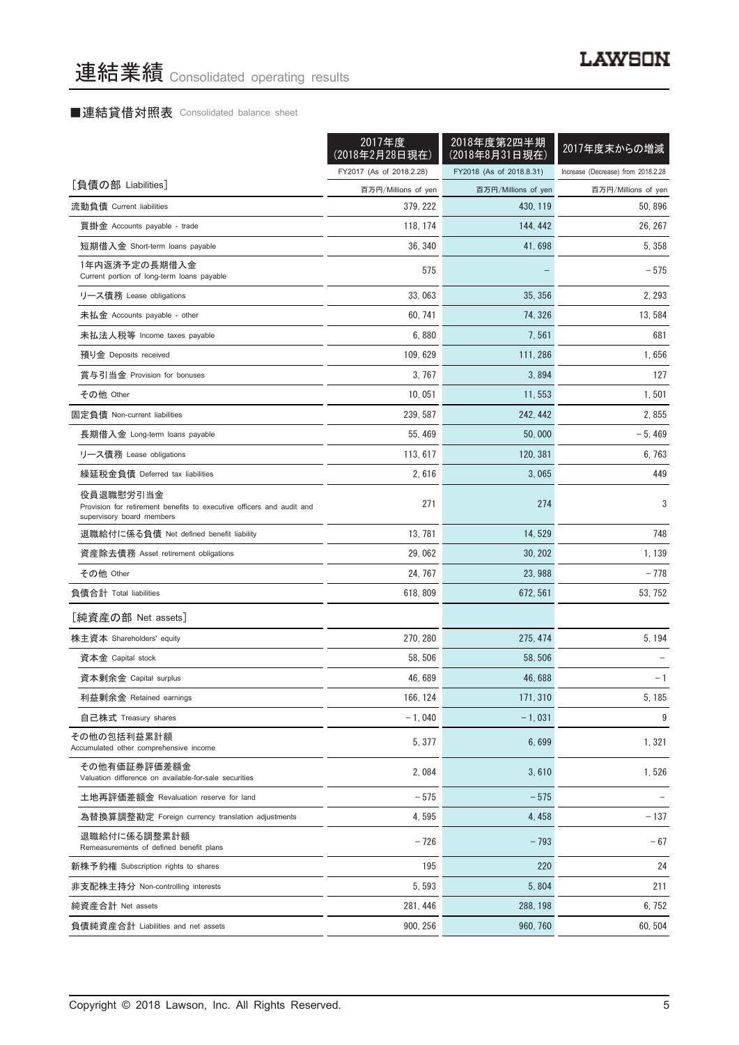# 連結業績 Consolidated operating results

## ■連結貸借対照表 Consolidated balance sheet

| | 2017年度(2018年2月28日現在) | 2018年度第2四半期(2018年8月31日現在) | 2017年度末からの増減 |
|---|---|---|---|
| | FY2017 (As of 2018.2.28) | FY2018 (As of 2018.8.31) | Increase (Decrease) from 2018.2.28 |
| ［負債の部 Liabilities］ | 百万円/Millions of yen | 百万円/Millions of yen | 百万円/Millions of yen |
| 流動負債 Current liabilities | 379, 222 | 430, 119 | 50, 896 |
| 買掛金 Accounts payable - trade | 118, 174 | 144, 442 | 26, 267 |
| 短期借入金 Short-term loans payable | 36, 340 | 41, 698 | 5, 358 |
| 1年内返済予定の長期借入金 Current portion of long-term loans payable | 575 | – | －575 |
| リース債務 Lease obligations | 33, 063 | 35, 356 | 2, 293 |
| 未払金 Accounts payable - other | 60, 741 | 74, 326 | 13, 584 |
| 未払法人税等 Income taxes payable | 6, 880 | 7, 561 | 681 |
| 預り金 Deposits received | 109, 629 | 111, 286 | 1, 656 |
| 賞与引当金 Provision for bonuses | 3, 767 | 3, 894 | 127 |
| その他 Other | 10, 051 | 11, 553 | 1, 501 |
| 固定負債 Non-current liabilities | 239, 587 | 242, 442 | 2, 855 |
| 長期借入金 Long-term loans payable | 55, 469 | 50, 000 | －5, 469 |
| リース債務 Lease obligations | 113, 617 | 120, 381 | 6, 763 |
| 繰延税金負債 Deferred tax liabilities | 2, 616 | 3, 065 | 449 |
| 役員退職慰労引当金 Provision for retirement benefits to executive officers and audit and supervisory board members | 271 | 274 | 3 |
| 退職給付に係る負債 Net defined benefit liability | 13, 781 | 14, 529 | 748 |
| 資産除去債務 Asset retirement obligations | 29, 062 | 30, 202 | 1, 139 |
| その他 Other | 24, 767 | 23, 988 | －778 |
| 負債合計 Total liabilities | 618, 809 | 672, 561 | 53, 752 |
| ［純資産の部 Net assets］ | | | |
| 株主資本 Shareholders' equity | 270, 280 | 275, 474 | 5, 194 |
| 資本金 Capital stock | 58, 506 | 58, 506 | – |
| 資本剰余金 Capital surplus | 46, 689 | 46, 688 | －1 |
| 利益剰余金 Retained earnings | 166, 124 | 171, 310 | 5, 185 |
| 自己株式 Treasury shares | －1, 040 | －1, 031 | 9 |
| その他の包括利益累計額 Accumulated other comprehensive income | 5, 377 | 6, 699 | 1, 321 |
| その他有価証券評価差額金 Valuation difference on available-for-sale securities | 2, 084 | 3, 610 | 1, 526 |
| 土地再評価差額金 Revaluation reserve for land | －575 | －575 | – |
| 為替換算調整勘定 Foreign currency translation adjustments | 4, 595 | 4, 458 | －137 |
| 退職給付に係る調整累計額 Remeasurements of defined benefit plans | －726 | －793 | －67 |
| 新株予約権 Subscription rights to shares | 195 | 220 | 24 |
| 非支配株主持分 Non-controlling interests | 5, 593 | 5, 804 | 211 |
| 純資産合計 Net assets | 281, 446 | 288, 198 | 6, 752 |
| 負債純資産合計 Liabilities and net assets | 900, 256 | 960, 760 | 60, 504 |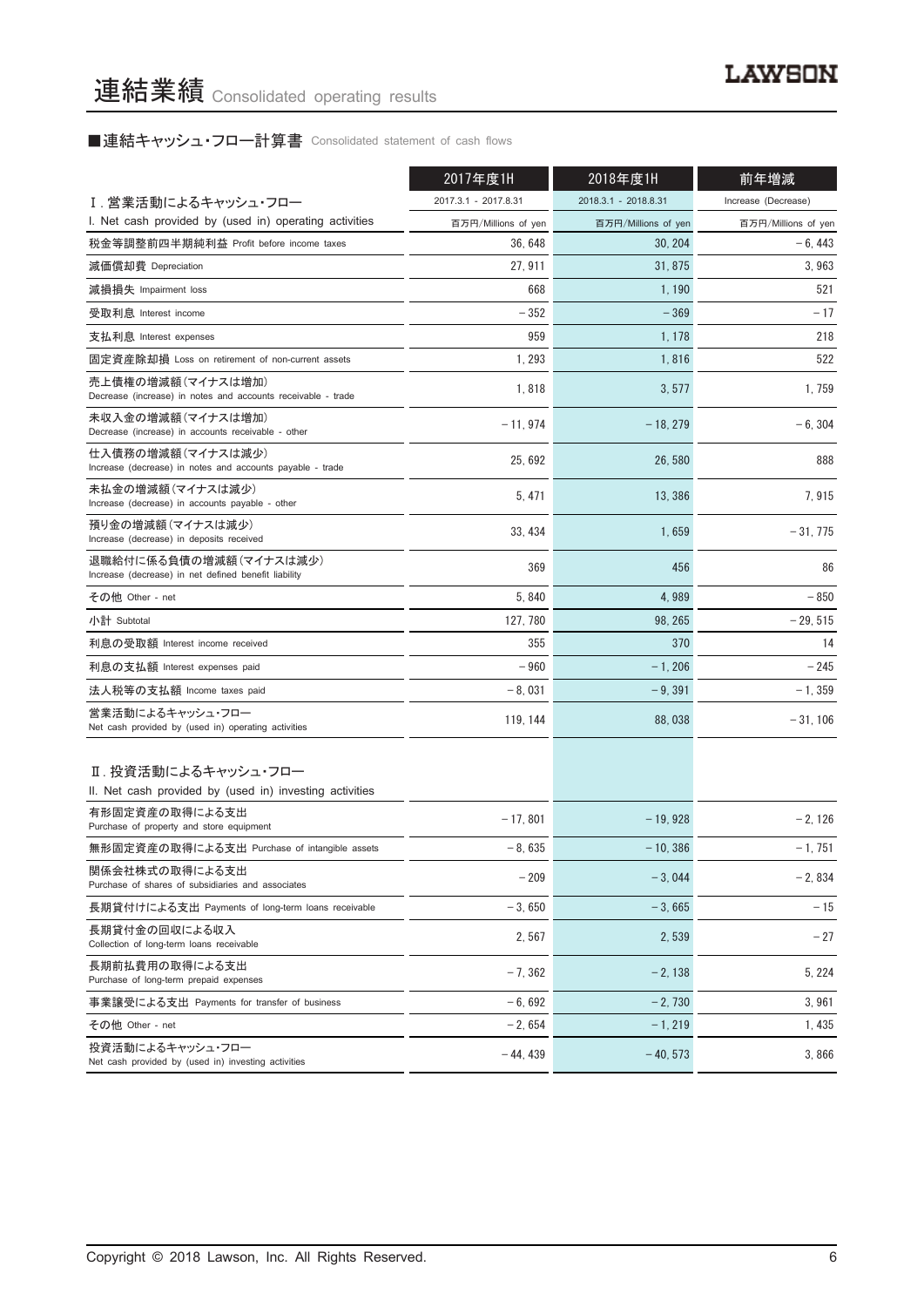# 連結業績 Consolidated operating results

## ■連結キャッシュ・フロー計算書 Consolidated statement of cash flows

| | 2017年度1H | 2018年度1H | 前年増減 |
|---|---|---|---|
| | 2017.3.1 - 2017.8.31 | 2018.3.1 - 2018.8.31 | Increase (Decrease) |
| Ⅰ. 営業活動によるキャッシュ・フロー I. Net cash provided by (used in) operating activities | 百万円/Millions of yen | 百万円/Millions of yen | 百万円/Millions of yen |
| 税金等調整前四半期純利益 Profit before income taxes | 36, 648 | 30, 204 | – 6, 443 |
| 減価償却費 Depreciation | 27, 911 | 31, 875 | 3, 963 |
| 減損損失 Impairment loss | 668 | 1, 190 | 521 |
| 受取利息 Interest income | – 352 | – 369 | – 17 |
| 支払利息 Interest expenses | 959 | 1, 178 | 218 |
| 固定資産除却損 Loss on retirement of non-current assets | 1, 293 | 1, 816 | 522 |
| 売上債権の増減額(マイナスは増加) Decrease (increase) in notes and accounts receivable - trade | 1, 818 | 3, 577 | 1, 759 |
| 未収入金の増減額(マイナスは増加) Decrease (increase) in accounts receivable - other | – 11, 974 | – 18, 279 | – 6, 304 |
| 仕入債務の増減額(マイナスは減少) Increase (decrease) in notes and accounts payable - trade | 25, 692 | 26, 580 | 888 |
| 未払金の増減額(マイナスは減少) Increase (decrease) in accounts payable - other | 5, 471 | 13, 386 | 7, 915 |
| 預り金の増減額(マイナスは減少) Increase (decrease) in deposits received | 33, 434 | 1, 659 | – 31, 775 |
| 退職給付に係る負債の増減額(マイナスは減少) Increase (decrease) in net defined benefit liability | 369 | 456 | 86 |
| その他 Other - net | 5, 840 | 4, 989 | – 850 |
| 小計 Subtotal | 127, 780 | 98, 265 | – 29, 515 |
| 利息の受取額 Interest income received | 355 | 370 | 14 |
| 利息の支払額 Interest expenses paid | – 960 | – 1, 206 | – 245 |
| 法人税等の支払額 Income taxes paid | – 8, 031 | – 9, 391 | – 1, 359 |
| 営業活動によるキャッシュ・フロー Net cash provided by (used in) operating activities | 119, 144 | 88, 038 | – 31, 106 |
| Ⅱ. 投資活動によるキャッシュ・フロー II. Net cash provided by (used in) investing activities | | | |
| 有形固定資産の取得による支出 Purchase of property and store equipment | – 17, 801 | – 19, 928 | – 2, 126 |
| 無形固定資産の取得による支出 Purchase of intangible assets | – 8, 635 | – 10, 386 | – 1, 751 |
| 関係会社株式の取得による支出 Purchase of shares of subsidiaries and associates | – 209 | – 3, 044 | – 2, 834 |
| 長期貸付けによる支出 Payments of long-term loans receivable | – 3, 650 | – 3, 665 | – 15 |
| 長期貸付金の回収による収入 Collection of long-term loans receivable | 2, 567 | 2, 539 | – 27 |
| 長期前払費用の取得による支出 Purchase of long-term prepaid expenses | – 7, 362 | – 2, 138 | 5, 224 |
| 事業譲受による支出 Payments for transfer of business | – 6, 692 | – 2, 730 | 3, 961 |
| その他 Other - net | – 2, 654 | – 1, 219 | 1, 435 |
| 投資活動によるキャッシュ・フロー Net cash provided by (used in) investing activities | – 44, 439 | – 40, 573 | 3, 866 |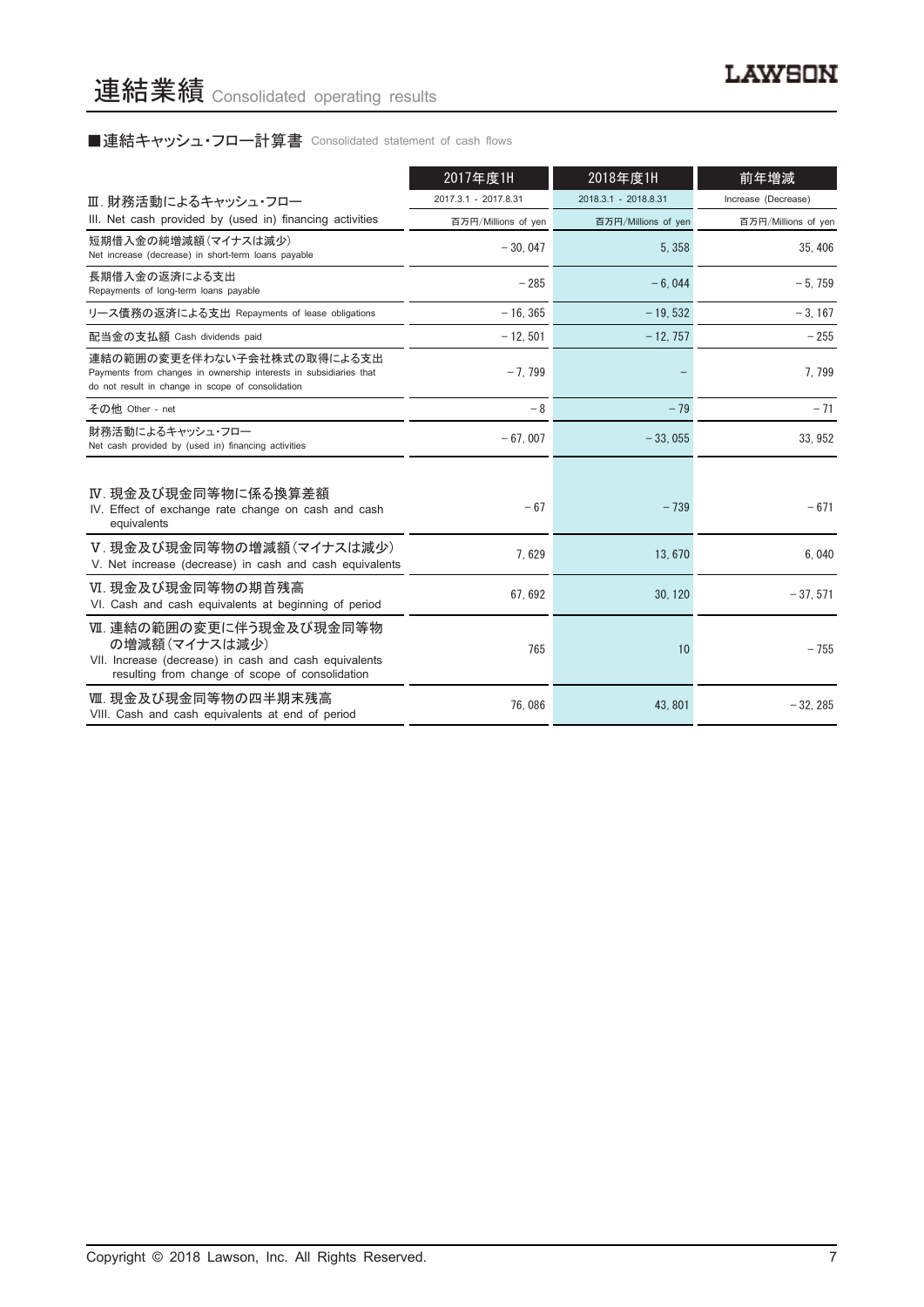# 連結業績 Consolidated operating results

## ■連結キャッシュ・フロー計算書 Consolidated statement of cash flows

| | 2017年度1H | 2018年度1H | 前年増減 |
|---|---|---|---|
| | 2017.3.1 - 2017.8.31 | 2018.3.1 - 2018.8.31 | Increase (Decrease) |
| Ⅲ. 財務活動によるキャッシュ・フロー<br>III. Net cash provided by (used in) financing activities | 百万円/Millions of yen | 百万円/Millions of yen | 百万円/Millions of yen |
| 短期借入金の純増減額（マイナスは減少）<br>Net increase (decrease) in short-term loans payable | −30,047 | 5,358 | 35,406 |
| 長期借入金の返済による支出<br>Repayments of long-term loans payable | −285 | −6,044 | −5,759 |
| リース債務の返済による支出 Repayments of lease obligations | −16,365 | −19,532 | −3,167 |
| 配当金の支払額 Cash dividends paid | −12,501 | −12,757 | −255 |
| 連結の範囲の変更を伴わない子会社株式の取得による支出<br>Payments from changes in ownership interests in subsidiaries that do not result in change in scope of consolidation | −7,799 | − | 7,799 |
| その他 Other - net | −8 | −79 | −71 |
| 財務活動によるキャッシュ・フロー<br>Net cash provided by (used in) financing activities | −67,007 | −33,055 | 33,952 |
| Ⅳ. 現金及び現金同等物に係る換算差額<br>IV. Effect of exchange rate change on cash and cash equivalents | −67 | −739 | −671 |
| Ⅴ. 現金及び現金同等物の増減額（マイナスは減少）<br>V. Net increase (decrease) in cash and cash equivalents | 7,629 | 13,670 | 6,040 |
| Ⅵ. 現金及び現金同等物の期首残高<br>VI. Cash and cash equivalents at beginning of period | 67,692 | 30,120 | −37,571 |
| Ⅶ. 連結の範囲の変更に伴う現金及び現金同等物の増減額（マイナスは減少）<br>VII. Increase (decrease) in cash and cash equivalents resulting from change of scope of consolidation | 765 | 10 | −755 |
| Ⅷ. 現金及び現金同等物の四半期末残高<br>VIII. Cash and cash equivalents at end of period | 76,086 | 43,801 | −32,285 |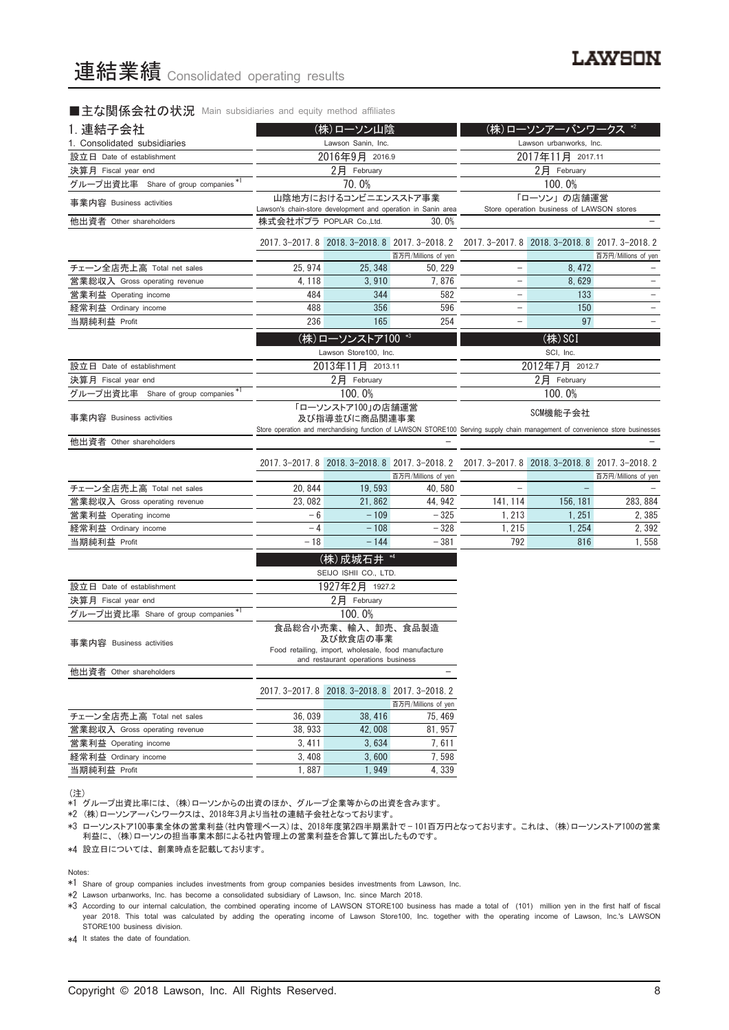# 連結業績 Consolidated operating results

## ■主な関係会社の状況 Main subsidiaries and equity method affiliates

### 1. 連結子会社 / 1. Consolidated subsidiaries

| | (株)ローソン山陰 Lawson Sanin, Inc. | | | (株)ローソンアーバンワークス *2 Lawson urbanworks, Inc. | | |
|---|---|---|---|---|---|---|
| 設立日 Date of establishment | 2016年9月 2016.9 | | | 2017年11月 2017.11 | | |
| 決算月 Fiscal year end | 2月 February | | | 2月 February | | |
| グループ出資比率 Share of group companies *1 | 70.0% | | | 100.0% | | |
| 事業内容 Business activities | 山陰地方におけるコンビニエンスストア事業 Lawson's chain-store development and operation in Sanin area | | | 「ローソン」の店舗運営 Store operation business of LAWSON stores | | |
| 他出資者 Other shareholders | 株式会社ポプラ POPLAR Co.,Ltd. 30.0% | | | – | | |
| | 2017. 3-2017. 8 | 2018. 3-2018. 8 | 2017. 3-2018. 2 | 2017. 3-2017. 8 | 2018. 3-2018. 8 | 2017. 3-2018. 2 |
| | | | 百万円/Millions of yen | | | 百万円/Millions of yen |
| チェーン全店売上高 Total net sales | 25,974 | 25,348 | 50,229 | – | 8,472 | – |
| 営業総収入 Gross operating revenue | 4,118 | 3,910 | 7,876 | – | 8,629 | – |
| 営業利益 Operating income | 484 | 344 | 582 | – | 133 | – |
| 経常利益 Ordinary income | 488 | 356 | 596 | – | 150 | – |
| 当期純利益 Profit | 236 | 165 | 254 | – | 97 | – |

| | (株)ローソンストア100 *3 Lawson Store100, Inc. | | | (株)SCI SCI, Inc. | | |
|---|---|---|---|---|---|---|
| 設立日 Date of establishment | 2013年11月 2013.11 | | | 2012年7月 2012.7 | | |
| 決算月 Fiscal year end | 2月 February | | | 2月 February | | |
| グループ出資比率 Share of group companies *1 | 100.0% | | | 100.0% | | |
| 事業内容 Business activities | 「ローソンストア100」の店舗運営及び指導並びに商品関連事業 Store operation and merchandising function of LAWSON STORE100 | | | SCM機能子会社 Serving supply chain management of convenience store businesses | | |
| 他出資者 Other shareholders | – | | | – | | |
| | 2017. 3-2017. 8 | 2018. 3-2018. 8 | 2017. 3-2018. 2 | 2017. 3-2017. 8 | 2018. 3-2018. 8 | 2017. 3-2018. 2 |
| | | | 百万円/Millions of yen | | | 百万円/Millions of yen |
| チェーン全店売上高 Total net sales | 20,844 | 19,593 | 40,580 | – | – | – |
| 営業総収入 Gross operating revenue | 23,082 | 21,862 | 44,942 | 141,114 | 156,181 | 283,884 |
| 営業利益 Operating income | −6 | −109 | −325 | 1,213 | 1,251 | 2,385 |
| 経常利益 Ordinary income | −4 | −108 | −328 | 1,215 | 1,254 | 2,392 |
| 当期純利益 Profit | −18 | −144 | −381 | 792 | 816 | 1,558 |

| | (株)成城石井 *4 SEIJO ISHII CO., LTD. | | |
|---|---|---|---|
| 設立日 Date of establishment | 1927年2月 1927.2 | | |
| 決算月 Fiscal year end | 2月 February | | |
| グループ出資比率 Share of group companies *1 | 100.0% | | |
| 事業内容 Business activities | 食品総合小売業、輸入、卸売、食品製造及び飲食店の事業 Food retailing, import, wholesale, food manufacture and restaurant operations business | | |
| 他出資者 Other shareholders | – | | |
| | 2017. 3-2017. 8 | 2018. 3-2018. 8 | 2017. 3-2018. 2 |
| | | | 百万円/Millions of yen |
| チェーン全店売上高 Total net sales | 36,039 | 38,416 | 75,469 |
| 営業総収入 Gross operating revenue | 38,933 | 42,008 | 81,957 |
| 営業利益 Operating income | 3,411 | 3,634 | 7,611 |
| 経常利益 Ordinary income | 3,408 | 3,600 | 7,598 |
| 当期純利益 Profit | 1,887 | 1,949 | 4,339 |

(注)
*1 グループ出資比率には、(株)ローソンからの出資のほか、グループ企業等からの出資を含みます。
*2 (株)ローソンアーバンワークスは、2018年3月より当社の連結子会社となっております。
*3 ローソンストア100事業全体の営業利益(社内管理ベース)は、2018年度第2四半期累計で－101百万円となっております。これは、(株)ローソンストア100の営業利益に、(株)ローソンの担当事業本部による社内管理上の営業利益を合算して算出したものです。
*4 設立日については、創業時点を記載しております。

Notes:
*1 Share of group companies includes investments from group companies besides investments from Lawson, Inc.
*2 Lawson urbanworks, Inc. has become a consolidated subsidiary of Lawson, Inc. since March 2018.
*3 According to our internal calculation, the combined operating income of LAWSON STORE100 business has made a total of (101) million yen in the first half of fiscal year 2018. This total was calculated by adding the operating income of Lawson Store100, Inc. together with the operating income of Lawson, Inc.'s LAWSON STORE100 business division.
*4 It states the date of foundation.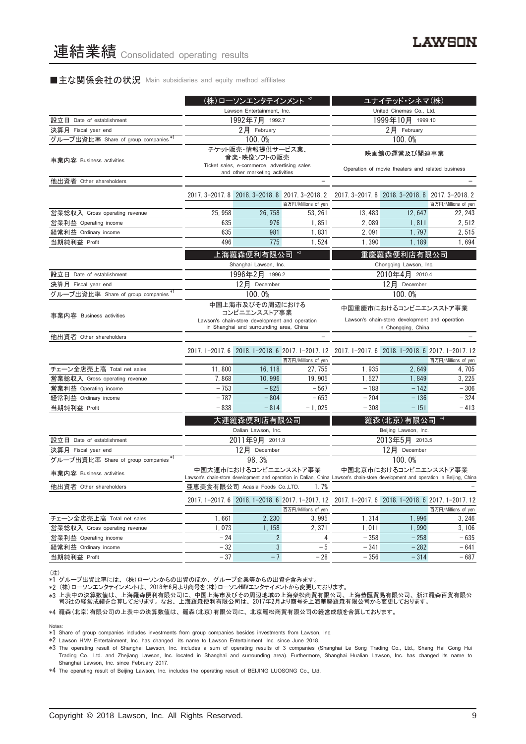# 連結業績 Consolidated operating results

## ■主な関係会社の状況 Main subsidiaries and equity method affiliates

| | (株)ローソンエンタテインメント *2 | | | ユナイテッド・シネマ(株) | | |
|---|---|---|---|---|---|---|
| | Lawson Entertainment, Inc. | | | United Cinemas Co., Ltd. | | |
| 設立日 Date of establishment | 1992年7月 1992.7 | | | 1999年10月 1999.10 | | |
| 決算月 Fiscal year end | 2月 February | | | 2月 February | | |
| グループ出資比率 Share of group companies *1 | 100.0% | | | 100.0% | | |
| 事業内容 Business activities | チケット販売・情報提供サービス業、音楽・映像ソフトの販売 Ticket sales, e-commerce, advertising sales and other marketing activities | | | 映画館の運営及び関連事業 Operation of movie theaters and related business | | |
| 他出資者 Other shareholders | – | | | – | | |
| | 2017.3-2017.8 | 2018.3-2018.8 | 2017.3-2018.2 | 2017.3-2017.8 | 2018.3-2018.8 | 2017.3-2018.2 |
| | | | 百万円/Millions of yen | | | 百万円/Millions of yen |
| 営業総収入 Gross operating revenue | 25,958 | 26,758 | 53,261 | 13,483 | 12,647 | 22,243 |
| 営業利益 Operating income | 635 | 976 | 1,851 | 2,089 | 1,811 | 2,512 |
| 経常利益 Ordinary income | 635 | 981 | 1,831 | 2,091 | 1,797 | 2,515 |
| 当期純利益 Profit | 496 | 775 | 1,524 | 1,390 | 1,189 | 1,694 |

| | 上海羅森便利有限公司 *3 | | | 重慶羅森便利店有限公司 | | |
|---|---|---|---|---|---|---|
| | Shanghai Lawson, Inc. | | | Chongqing Lawson, Inc. | | |
| 設立日 Date of establishment | 1996年2月 1996.2 | | | 2010年4月 2010.4 | | |
| 決算月 Fiscal year end | 12月 December | | | 12月 December | | |
| グループ出資比率 Share of group companies *1 | 100.0% | | | 100.0% | | |
| 事業内容 Business activities | 中国上海市及びその周辺におけるコンビニエンスストア事業 Lawson's chain-store development and operation in Shanghai and surrounding area, China | | | 中国重慶市におけるコンビニエンスストア事業 Lawson's chain-store development and operation in Chongqing, China | | |
| 他出資者 Other shareholders | – | | | – | | |
| | 2017.1-2017.6 | 2018.1-2018.6 | 2017.1-2017.12 | 2017.1-2017.6 | 2018.1-2018.6 | 2017.1-2017.12 |
| | | | 百万円/Millions of yen | | | 百万円/Millions of yen |
| チェーン全店売上高 Total net sales | 11,800 | 16,118 | 27,755 | 1,935 | 2,649 | 4,705 |
| 営業総収入 Gross operating revenue | 7,868 | 10,996 | 19,905 | 1,527 | 1,849 | 3,225 |
| 営業利益 Operating income | −753 | −825 | −567 | −188 | −142 | −306 |
| 経常利益 Ordinary income | −787 | −804 | −653 | −204 | −136 | −324 |
| 当期純利益 Profit | −838 | −814 | −1,025 | −308 | −151 | −413 |

| | 大連羅森便利店有限公司 | | | 羅森(北京)有限公司 *4 | | |
|---|---|---|---|---|---|---|
| | Dalian Lawson, Inc. | | | Beijing Lawson, Inc. | | |
| 設立日 Date of establishment | 2011年9月 2011.9 | | | 2013年5月 2013.5 | | |
| 決算月 Fiscal year end | 12月 December | | | 12月 December | | |
| グループ出資比率 Share of group companies *1 | 98.3% | | | 100.0% | | |
| 事業内容 Business activities | 中国大連市におけるコンビニエンスストア事業 Lawson's chain-store development and operation in Dalian, China | | | 中国北京市におけるコンビニエンスストア事業 Lawson's chain-store development and operation in Beijing, China | | |
| 他出資者 Other shareholders | 亜恵美食有限公司 Acasia Foods Co.,LTD. 1.7% | | | – | | |
| | 2017.1-2017.6 | 2018.1-2018.6 | 2017.1-2017.12 | 2017.1-2017.6 | 2018.1-2018.6 | 2017.1-2017.12 |
| | | | 百万円/Millions of yen | | | 百万円/Millions of yen |
| チェーン全店売上高 Total net sales | 1,661 | 2,230 | 3,995 | 1,314 | 1,996 | 3,246 |
| 営業総収入 Gross operating revenue | 1,073 | 1,158 | 2,371 | 1,011 | 1,990 | 3,106 |
| 営業利益 Operating income | −24 | 2 | 4 | −358 | −258 | −635 |
| 経常利益 Ordinary income | −32 | 3 | −5 | −341 | −282 | −641 |
| 当期純利益 Profit | −37 | −7 | −28 | −356 | −314 | −687 |

(注)
*1 グループ出資比率には、(株)ローソンからの出資のほか、グループ企業等からの出資を含みます。
*2 (株)ローソンエンタテインメントは、2018年6月より商号を(株)ローソンHMVエンタテイメントから変更しております。
*3 上表中の決算数値は、上海羅森便利有限公司に、中国上海市及びその周辺地域の上海楽松商貿有限公司、上海恭匯貿易有限公司、浙江羅森百貨有限公司3社の経営成績を合算しております。なお、上海羅森便利有限公司は、2017年2月より商号を上海華聯羅森有限公司から変更しております。
*4 羅森(北京)有限公司の上表中の決算数値は、羅森(北京)有限公司に、北京羅松商貿有限公司の経営成績を合算しております。

Notes:
*1 Share of group companies includes investments from group companies besides investments from Lawson, Inc.
*2 Lawson HMV Entertainment, Inc. has changed its name to Lawson Entertainment, Inc. since June 2018.
*3 The operating result of Shanghai Lawson, Inc. includes a sum of operating results of 3 companies (Shanghai Le Song Trading Co., Ltd., Shang Hai Gong Hui Trading Co., Ltd. and Zhejiang Lawson, Inc. located in Shanghai and surrounding area). Furthermore, Shanghai Hualian Lawson, Inc. has changed its name to Shanghai Lawson, Inc. since February 2017.
*4 The operating result of Beijing Lawson, Inc. includes the operating result of BEIJING LUOSONG Co., Ltd.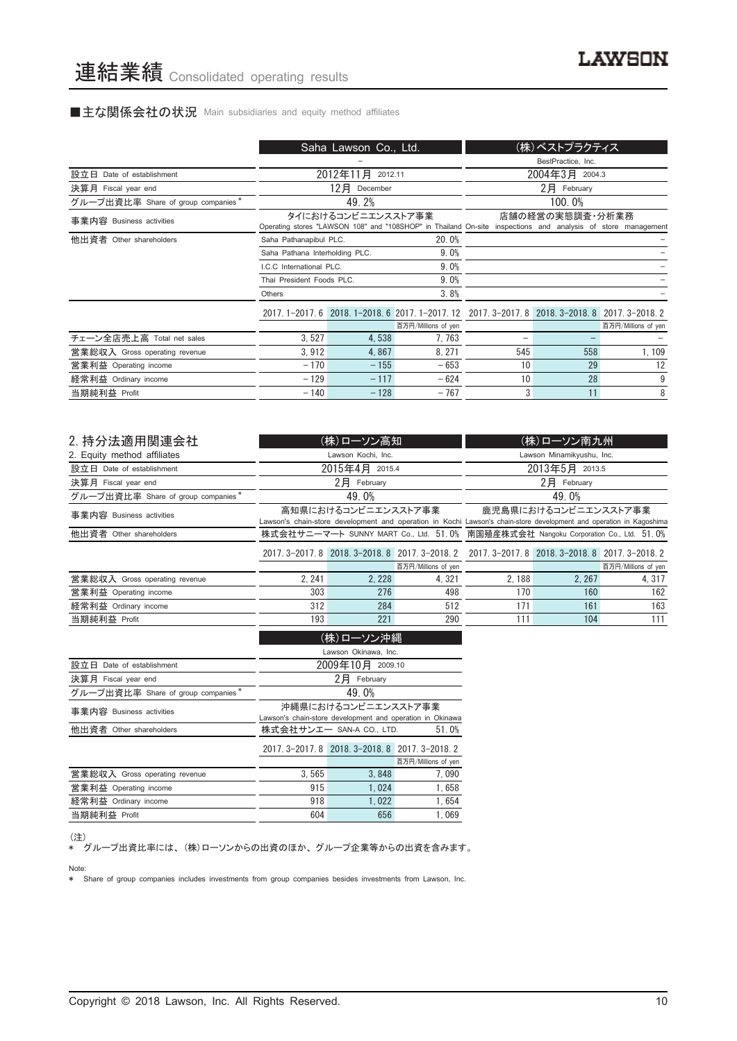# 連結業績 Consolidated operating results

### ■主な関係会社の状況 Main subsidiaries and equity method affiliates

| | Saha Lawson Co., Ltd. | | | (株)ベストプラクティス | | |
|---|---|---|---|---|---|---|
| | – | | | BestPractice, Inc. | | |
| 設立日 Date of establishment | 2012年11月 2012.11 | | | 2004年3月 2004.3 | | |
| 決算月 Fiscal year end | 12月 December | | | 2月 February | | |
| グループ出資比率 Share of group companies * | 49.2% | | | 100.0% | | |
| 事業内容 Business activities | タイにおけるコンビニエンスストア事業 Operating stores "LAWSON 108" and "108SHOP" in Thailand | | | 店舗の経営の実態調査・分析業務 On-site inspections and analysis of store management | | |
| 他出資者 Other shareholders | Saha Pathanapibul PLC. | | 20.0% | | | – |
| | Saha Pathana Interholding PLC. | | 9.0% | | | – |
| | I.C.C International PLC. | | 9.0% | | | – |
| | Thai President Foods PLC. | | 9.0% | | | – |
| | Others | | 3.8% | | | – |
| | 2017.1-2017.6 | 2018.1-2018.6 | 2017.1-2017.12 | 2017.3-2017.8 | 2018.3-2018.8 | 2017.3-2018.2 |
| | | | 百万円/Millions of yen | | | 百万円/Millions of yen |
| チェーン全店売上高 Total net sales | 3,527 | 4,538 | 7,763 | – | – | – |
| 営業総収入 Gross operating revenue | 3,912 | 4,867 | 8,271 | 545 | 558 | 1,109 |
| 営業利益 Operating income | –170 | –155 | –653 | 10 | 29 | 12 |
| 経常利益 Ordinary income | –129 | –117 | –624 | 10 | 28 | 9 |
| 当期純利益 Profit | –140 | –128 | –767 | 3 | 11 | 8 |

### 2. 持分法適用関連会社
### 2. Equity method affiliates

| | (株)ローソン高知 | | | (株)ローソン南九州 | | |
|---|---|---|---|---|---|---|
| | Lawson Kochi, Inc. | | | Lawson Minamikyushu, Inc. | | |
| 設立日 Date of establishment | 2015年4月 2015.4 | | | 2013年5月 2013.5 | | |
| 決算月 Fiscal year end | 2月 February | | | 2月 February | | |
| グループ出資比率 Share of group companies * | 49.0% | | | 49.0% | | |
| 事業内容 Business activities | 高知県におけるコンビニエンスストア事業 Lawson's chain-store development and operation in Kochi | | | 鹿児島県におけるコンビニエンスストア事業 Lawson's chain-store development and operation in Kagoshima | | |
| 他出資者 Other shareholders | 株式会社サニーマート SUNNY MART Co., Ltd. 51.0% | | | 南国殖産株式会社 Nangoku Corporation Co., Ltd. 51.0% | | |
| | 2017.3-2017.8 | 2018.3-2018.8 | 2017.3-2018.2 | 2017.3-2017.8 | 2018.3-2018.8 | 2017.3-2018.2 |
| | | | 百万円/Millions of yen | | | 百万円/Millions of yen |
| 営業総収入 Gross operating revenue | 2,241 | 2,228 | 4,321 | 2,188 | 2,267 | 4,317 |
| 営業利益 Operating income | 303 | 276 | 498 | 170 | 160 | 162 |
| 経常利益 Ordinary income | 312 | 284 | 512 | 171 | 161 | 163 |
| 当期純利益 Profit | 193 | 221 | 290 | 111 | 104 | 111 |

| | (株)ローソン沖縄 | | |
|---|---|---|---|
| | Lawson Okinawa, Inc. | | |
| 設立日 Date of establishment | 2009年10月 2009.10 | | |
| 決算月 Fiscal year end | 2月 February | | |
| グループ出資比率 Share of group companies * | 49.0% | | |
| 事業内容 Business activities | 沖縄県におけるコンビニエンスストア事業 Lawson's chain-store development and operation in Okinawa | | |
| 他出資者 Other shareholders | 株式会社サンエー SAN-A CO., LTD. | | 51.0% |
| | 2017.3-2017.8 | 2018.3-2018.8 | 2017.3-2018.2 |
| | | | 百万円/Millions of yen |
| 営業総収入 Gross operating revenue | 3,565 | 3,848 | 7,090 |
| 営業利益 Operating income | 915 | 1,024 | 1,658 |
| 経常利益 Ordinary income | 918 | 1,022 | 1,654 |
| 当期純利益 Profit | 604 | 656 | 1,069 |

(注)
* グループ出資比率には、(株)ローソンからの出資のほか、グループ企業等からの出資を含みます。

Note:
* Share of group companies includes investments from group companies besides investments from Lawson, Inc.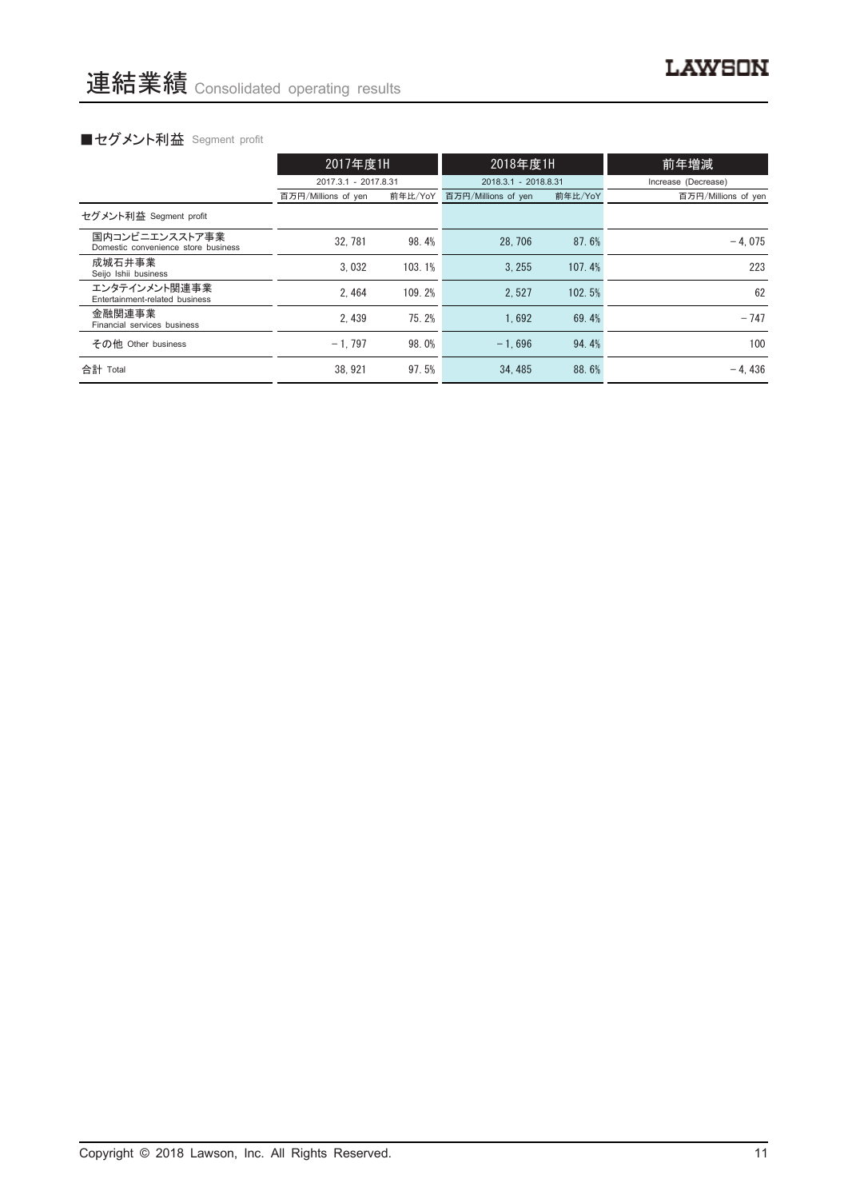# 連結業績 Consolidated operating results

■セグメント利益 Segment profit

| | 2017年度1H | | 2018年度1H | | 前年増減 |
|---|---|---|---|---|---|
| | 2017.3.1 - 2017.8.31 | | 2018.3.1 - 2018.8.31 | | Increase (Decrease) |
| | 百万円/Millions of yen | 前年比/YoY | 百万円/Millions of yen | 前年比/YoY | 百万円/Millions of yen |
| セグメント利益 Segment profit | | | | | |
| 国内コンビニエンスストア事業 Domestic convenience store business | 32, 781 | 98. 4% | 28, 706 | 87. 6% | – 4, 075 |
| 成城石井事業 Seijo Ishii business | 3, 032 | 103. 1% | 3, 255 | 107. 4% | 223 |
| エンタテインメント関連事業 Entertainment-related business | 2, 464 | 109. 2% | 2, 527 | 102. 5% | 62 |
| 金融関連事業 Financial services business | 2, 439 | 75. 2% | 1, 692 | 69. 4% | – 747 |
| その他 Other business | – 1, 797 | 98. 0% | – 1, 696 | 94. 4% | 100 |
| 合計 Total | 38, 921 | 97. 5% | 34, 485 | 88. 6% | – 4, 436 |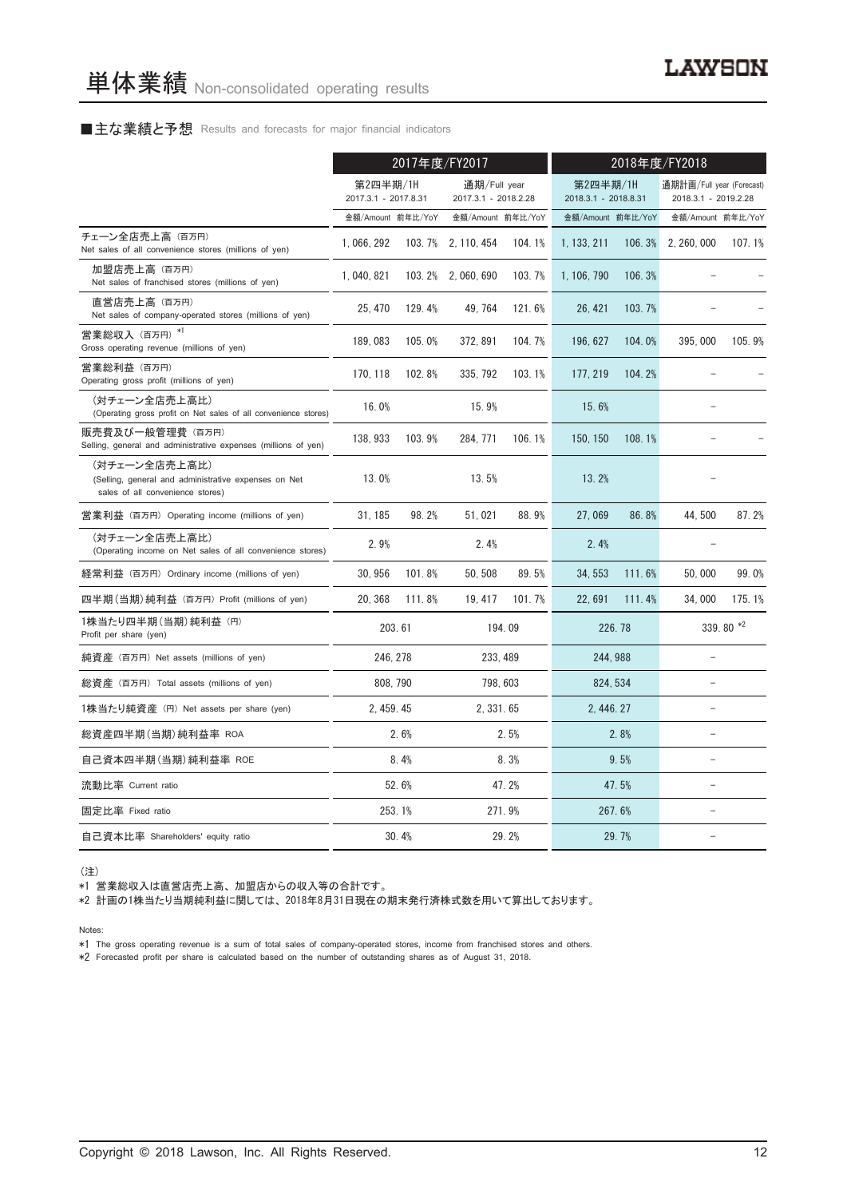# 単体業績 Non-consolidated operating results

■主な業績と予想 Results and forecasts for major financial indicators

| | 2017年度/FY2017 | | | | 2018年度/FY2018 | | | |
|---|---|---|---|---|---|---|---|---|
| | 第2四半期/1H 2017.3.1 - 2017.8.31 | | 通期/Full year 2017.3.1 - 2018.2.28 | | 第2四半期/1H 2018.3.1 - 2018.8.31 | | 通期計画/Full year (Forecast) 2018.3.1 - 2019.2.28 | |
| | 金額/Amount | 前年比/YoY | 金額/Amount | 前年比/YoY | 金額/Amount | 前年比/YoY | 金額/Amount | 前年比/YoY |
| チェーン全店売上高（百万円） Net sales of all convenience stores (millions of yen) | 1,066,292 | 103.7% | 2,110,454 | 104.1% | 1,133,211 | 106.3% | 2,260,000 | 107.1% |
| 加盟店売上高（百万円） Net sales of franchised stores (millions of yen) | 1,040,821 | 103.2% | 2,060,690 | 103.7% | 1,106,790 | 106.3% | – | – |
| 直営店売上高（百万円） Net sales of company-operated stores (millions of yen) | 25,470 | 129.4% | 49,764 | 121.6% | 26,421 | 103.7% | – | – |
| 営業総収入（百万円）*1 Gross operating revenue (millions of yen) | 189,083 | 105.0% | 372,891 | 104.7% | 196,627 | 104.0% | 395,000 | 105.9% |
| 営業総利益（百万円） Operating gross profit (millions of yen) | 170,118 | 102.8% | 335,792 | 103.1% | 177,219 | 104.2% | – | – |
| （対チェーン全店売上高比） (Operating gross profit on Net sales of all convenience stores) | 16.0% | | 15.9% | | 15.6% | | – | |
| 販売費及び一般管理費（百万円） Selling, general and administrative expenses (millions of yen) | 138,933 | 103.9% | 284,771 | 106.1% | 150,150 | 108.1% | – | – |
| （対チェーン全店売上高比） (Selling, general and administrative expenses on Net sales of all convenience stores) | 13.0% | | 13.5% | | 13.2% | | – | |
| 営業利益（百万円） Operating income (millions of yen) | 31,185 | 98.2% | 51,021 | 88.9% | 27,069 | 86.8% | 44,500 | 87.2% |
| （対チェーン全店売上高比） (Operating income on Net sales of all convenience stores) | 2.9% | | 2.4% | | 2.4% | | – | |
| 経常利益（百万円） Ordinary income (millions of yen) | 30,956 | 101.8% | 50,508 | 89.5% | 34,553 | 111.6% | 50,000 | 99.0% |
| 四半期(当期)純利益（百万円） Profit (millions of yen) | 20,368 | 111.8% | 19,417 | 101.7% | 22,691 | 111.4% | 34,000 | 175.1% |
| 1株当たり四半期(当期)純利益（円） Profit per share (yen) | 203.61 | | 194.09 | | 226.78 | | 339.80 *2 | |
| 純資産（百万円） Net assets (millions of yen) | 246,278 | | 233,489 | | 244,988 | | – | |
| 総資産（百万円） Total assets (millions of yen) | 808,790 | | 798,603 | | 824,534 | | – | |
| 1株当たり純資産（円） Net assets per share (yen) | 2,459.45 | | 2,331.65 | | 2,446.27 | | – | |
| 総資産四半期(当期)純利益率 ROA | 2.6% | | 2.5% | | 2.8% | | – | |
| 自己資本四半期(当期)純利益率 ROE | 8.4% | | 8.3% | | 9.5% | | – | |
| 流動比率 Current ratio | 52.6% | | 47.2% | | 47.5% | | – | |
| 固定比率 Fixed ratio | 253.1% | | 271.9% | | 267.6% | | – | |
| 自己資本比率 Shareholders' equity ratio | 30.4% | | 29.2% | | 29.7% | | – | |

（注）

*1 営業総収入は直営店売上高、加盟店からの収入等の合計です。

*2 計画の1株当たり当期純利益に関しては、2018年8月31日現在の期末発行済株式数を用いて算出しております。

Notes:

*1 The gross operating revenue is a sum of total sales of company-operated stores, income from franchised stores and others.

*2 Forecasted profit per share is calculated based on the number of outstanding shares as of August 31, 2018.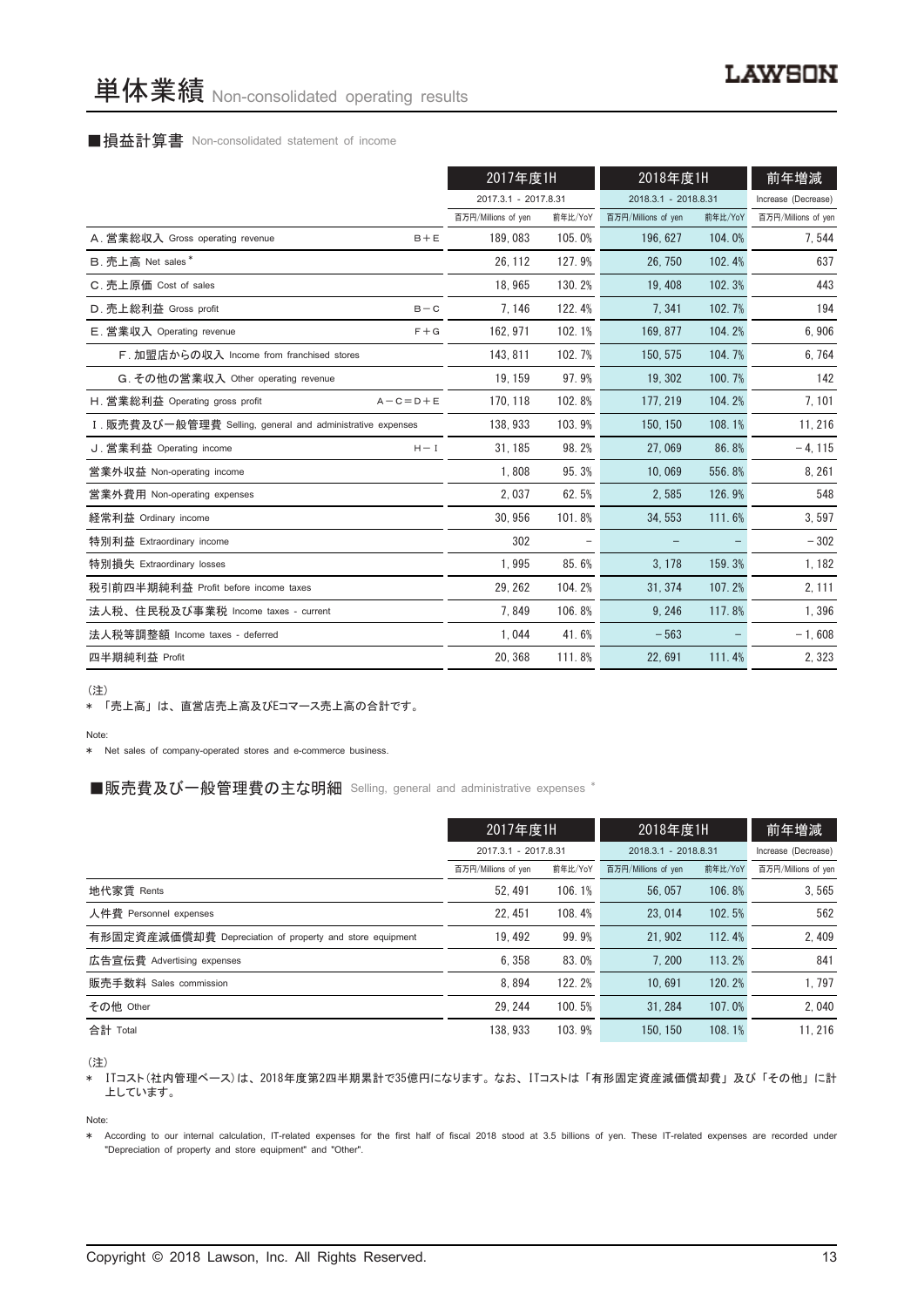# 単体業績 Non-consolidated operating results

## ■損益計算書 Non-consolidated statement of income

| | | 2017年度1H | | 2018年度1H | | 前年増減 |
|---|---|---|---|---|---|---|
| | | 2017.3.1 - 2017.8.31 | | 2018.3.1 - 2018.8.31 | | Increase (Decrease) |
| | | 百万円/Millions of yen | 前年比/YoY | 百万円/Millions of yen | 前年比/YoY | 百万円/Millions of yen |
| A. 営業総収入 Gross operating revenue | B＋E | 189,083 | 105.0% | 196,627 | 104.0% | 7,544 |
| B. 売上高 Net sales * | | 26,112 | 127.9% | 26,750 | 102.4% | 637 |
| C. 売上原価 Cost of sales | | 18,965 | 130.2% | 19,408 | 102.3% | 443 |
| D. 売上総利益 Gross profit | B－C | 7,146 | 122.4% | 7,341 | 102.7% | 194 |
| E. 営業収入 Operating revenue | F＋G | 162,971 | 102.1% | 169,877 | 104.2% | 6,906 |
| F. 加盟店からの収入 Income from franchised stores | | 143,811 | 102.7% | 150,575 | 104.7% | 6,764 |
| G. その他の営業収入 Other operating revenue | | 19,159 | 97.9% | 19,302 | 100.7% | 142 |
| H. 営業総利益 Operating gross profit | A－C＝D＋E | 170,118 | 102.8% | 177,219 | 104.2% | 7,101 |
| I. 販売費及び一般管理費 Selling, general and administrative expenses | | 138,933 | 103.9% | 150,150 | 108.1% | 11,216 |
| J. 営業利益 Operating income | H－I | 31,185 | 98.2% | 27,069 | 86.8% | －4,115 |
| 営業外収益 Non-operating income | | 1,808 | 95.3% | 10,069 | 556.8% | 8,261 |
| 営業外費用 Non-operating expenses | | 2,037 | 62.5% | 2,585 | 126.9% | 548 |
| 経常利益 Ordinary income | | 30,956 | 101.8% | 34,553 | 111.6% | 3,597 |
| 特別利益 Extraordinary income | | 302 | － | － | － | －302 |
| 特別損失 Extraordinary losses | | 1,995 | 85.6% | 3,178 | 159.3% | 1,182 |
| 税引前四半期純利益 Profit before income taxes | | 29,262 | 104.2% | 31,374 | 107.2% | 2,111 |
| 法人税、住民税及び事業税 Income taxes - current | | 7,849 | 106.8% | 9,246 | 117.8% | 1,396 |
| 法人税等調整額 Income taxes - deferred | | 1,044 | 41.6% | －563 | － | －1,608 |
| 四半期純利益 Profit | | 20,368 | 111.8% | 22,691 | 111.4% | 2,323 |

(注)

* 「売上高」は、直営店売上高及びEコマース売上高の合計です。

Note:

* Net sales of company-operated stores and e-commerce business.

## ■販売費及び一般管理費の主な明細 Selling, general and administrative expenses *

| | 2017年度1H | | 2018年度1H | | 前年増減 |
|---|---|---|---|---|---|
| | 2017.3.1 - 2017.8.31 | | 2018.3.1 - 2018.8.31 | | Increase (Decrease) |
| | 百万円/Millions of yen | 前年比/YoY | 百万円/Millions of yen | 前年比/YoY | 百万円/Millions of yen |
| 地代家賃 Rents | 52,491 | 106.1% | 56,057 | 106.8% | 3,565 |
| 人件費 Personnel expenses | 22,451 | 108.4% | 23,014 | 102.5% | 562 |
| 有形固定資産減価償却費 Depreciation of property and store equipment | 19,492 | 99.9% | 21,902 | 112.4% | 2,409 |
| 広告宣伝費 Advertising expenses | 6,358 | 83.0% | 7,200 | 113.2% | 841 |
| 販売手数料 Sales commission | 8,894 | 122.2% | 10,691 | 120.2% | 1,797 |
| その他 Other | 29,244 | 100.5% | 31,284 | 107.0% | 2,040 |
| 合計 Total | 138,933 | 103.9% | 150,150 | 108.1% | 11,216 |

(注)

* ITコスト(社内管理ベース)は、2018年度第2四半期累計で35億円になります。なお、ITコストは「有形固定資産減価償却費」及び「その他」に計上しています。

Note:

* According to our internal calculation, IT-related expenses for the first half of fiscal 2018 stood at 3.5 billions of yen. These IT-related expenses are recorded under "Depreciation of property and store equipment" and "Other".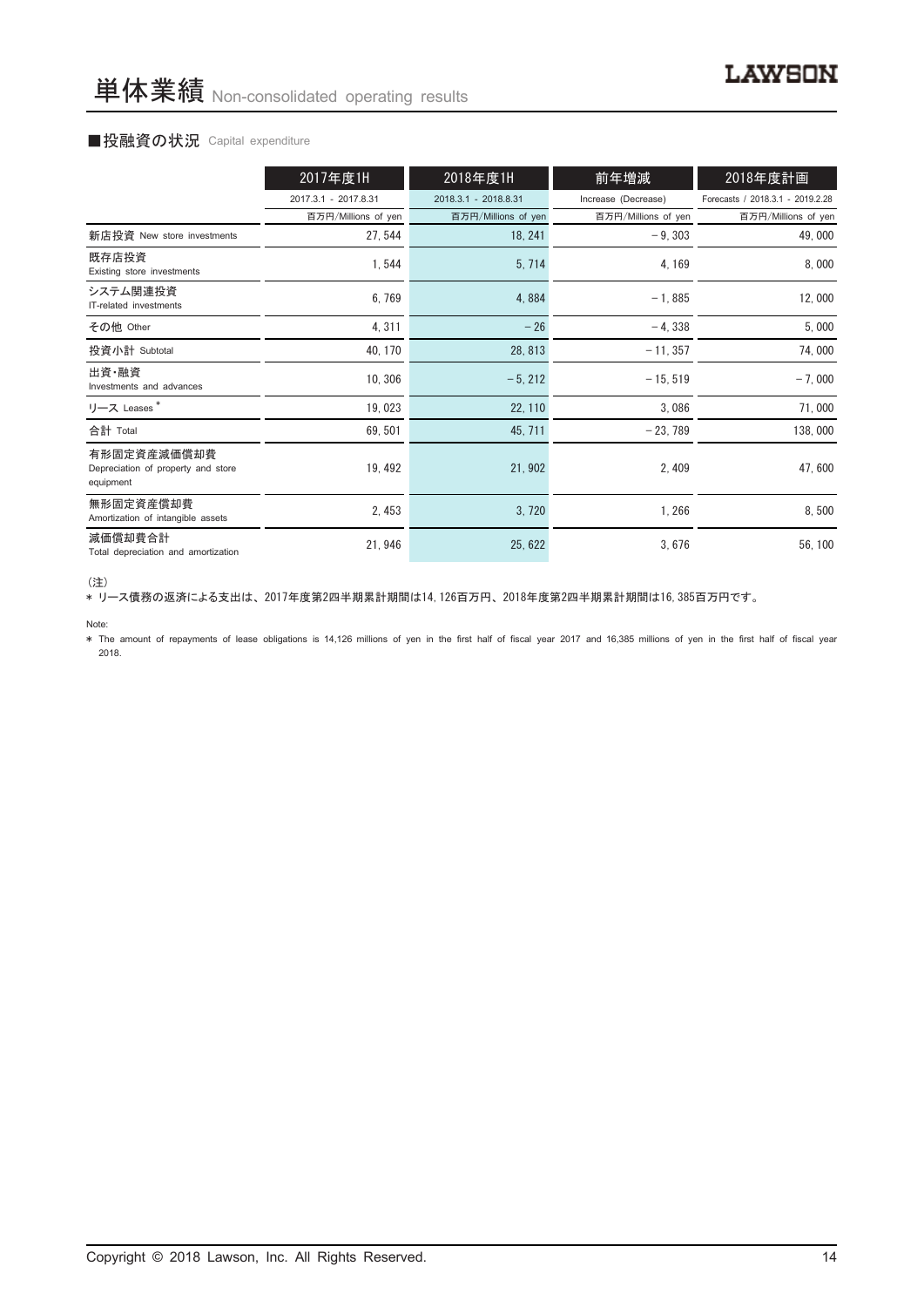# 単体業績 Non-consolidated operating results

## ■投融資の状況 Capital expenditure

| | 2017年度1H | 2018年度1H | 前年増減 | 2018年度計画 |
|---|---|---|---|---|
| | 2017.3.1 - 2017.8.31 | 2018.3.1 - 2018.8.31 | Increase (Decrease) | Forecasts / 2018.3.1 - 2019.2.28 |
| | 百万円/Millions of yen | 百万円/Millions of yen | 百万円/Millions of yen | 百万円/Millions of yen |
| 新店投資 New store investments | 27, 544 | 18, 241 | －9, 303 | 49, 000 |
| 既存店投資 Existing store investments | 1, 544 | 5, 714 | 4, 169 | 8, 000 |
| システム関連投資 IT-related investments | 6, 769 | 4, 884 | －1, 885 | 12, 000 |
| その他 Other | 4, 311 | －26 | －4, 338 | 5, 000 |
| 投資小計 Subtotal | 40, 170 | 28, 813 | －11, 357 | 74, 000 |
| 出資・融資 Investments and advances | 10, 306 | －5, 212 | －15, 519 | －7, 000 |
| リース Leases * | 19, 023 | 22, 110 | 3, 086 | 71, 000 |
| 合計 Total | 69, 501 | 45, 711 | －23, 789 | 138, 000 |
| 有形固定資産減価償却費 Depreciation of property and store equipment | 19, 492 | 21, 902 | 2, 409 | 47, 600 |
| 無形固定資産償却費 Amortization of intangible assets | 2, 453 | 3, 720 | 1, 266 | 8, 500 |
| 減価償却費合計 Total depreciation and amortization | 21, 946 | 25, 622 | 3, 676 | 56, 100 |

（注）

* リース債務の返済による支出は、2017年度第2四半期累計期間は14, 126百万円、2018年度第2四半期累計期間は16, 385百万円です。

Note:

* The amount of repayments of lease obligations is 14,126 millions of yen in the first half of fiscal year 2017 and 16,385 millions of yen in the first half of fiscal year 2018.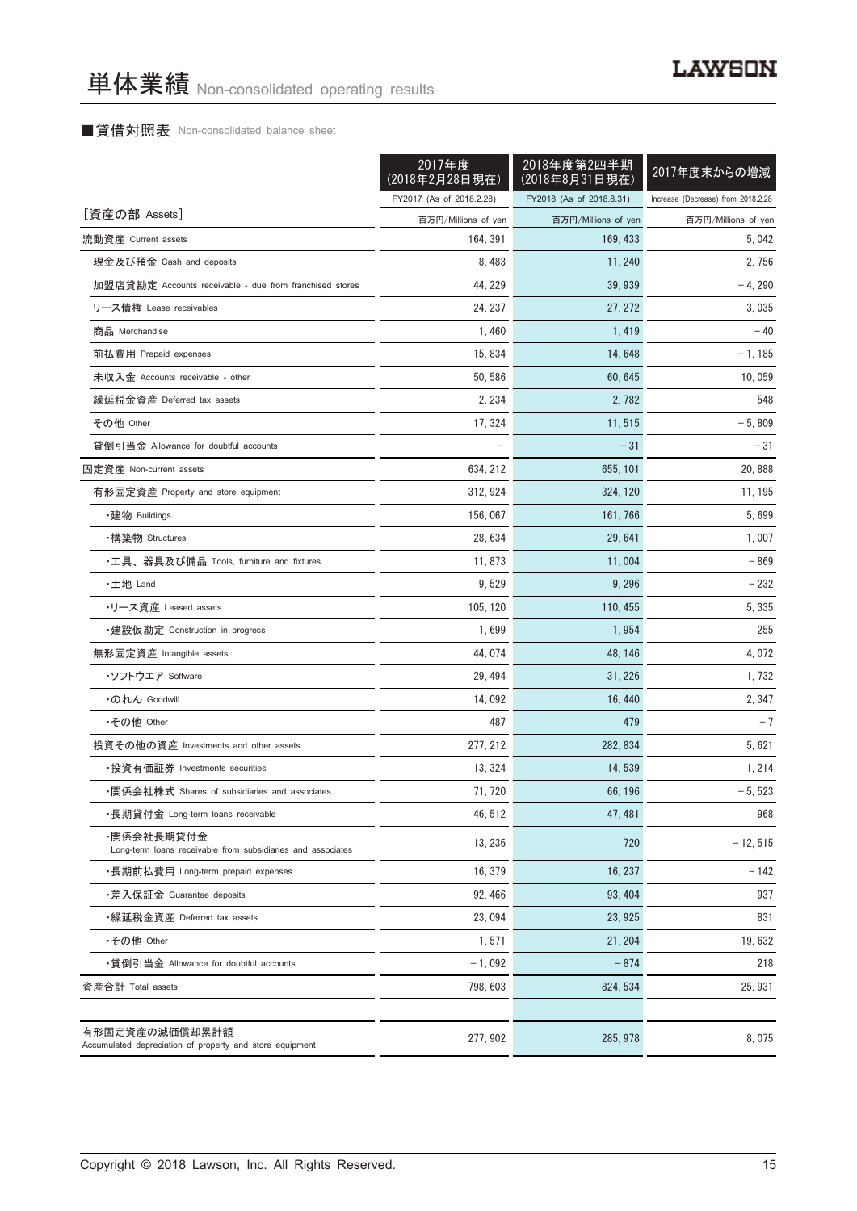# 単体業績 Non-consolidated operating results

## ■貸借対照表 Non-consolidated balance sheet

| | 2017年度(2018年2月28日現在) | 2018年度第2四半期(2018年8月31日現在) | 2017年度末からの増減 |
|---|---|---|---|
| | FY2017 (As of 2018.2.28) | FY2018 (As of 2018.8.31) | Increase (Decrease) from 2018.2.28 |
| ［資産の部 Assets］ | 百万円/Millions of yen | 百万円/Millions of yen | 百万円/Millions of yen |
| 流動資産 Current assets | 164, 391 | 169, 433 | 5, 042 |
| 現金及び預金 Cash and deposits | 8, 483 | 11, 240 | 2, 756 |
| 加盟店貸勘定 Accounts receivable - due from franchised stores | 44, 229 | 39, 939 | − 4, 290 |
| リース債権 Lease receivables | 24, 237 | 27, 272 | 3, 035 |
| 商品 Merchandise | 1, 460 | 1, 419 | − 40 |
| 前払費用 Prepaid expenses | 15, 834 | 14, 648 | − 1, 185 |
| 未収入金 Accounts receivable - other | 50, 586 | 60, 645 | 10, 059 |
| 繰延税金資産 Deferred tax assets | 2, 234 | 2, 782 | 548 |
| その他 Other | 17, 324 | 11, 515 | − 5, 809 |
| 貸倒引当金 Allowance for doubtful accounts | − | − 31 | − 31 |
| 固定資産 Non-current assets | 634, 212 | 655, 101 | 20, 888 |
| 有形固定資産 Property and store equipment | 312, 924 | 324, 120 | 11, 195 |
| ・建物 Buildings | 156, 067 | 161, 766 | 5, 699 |
| ・構築物 Structures | 28, 634 | 29, 641 | 1, 007 |
| ・工具、器具及び備品 Tools, furniture and fixtures | 11, 873 | 11, 004 | − 869 |
| ・土地 Land | 9, 529 | 9, 296 | − 232 |
| ・リース資産 Leased assets | 105, 120 | 110, 455 | 5, 335 |
| ・建設仮勘定 Construction in progress | 1, 699 | 1, 954 | 255 |
| 無形固定資産 Intangible assets | 44, 074 | 48, 146 | 4, 072 |
| ・ソフトウエア Software | 29, 494 | 31, 226 | 1, 732 |
| ・のれん Goodwill | 14, 092 | 16, 440 | 2, 347 |
| ・その他 Other | 487 | 479 | − 7 |
| 投資その他の資産 Investments and other assets | 277, 212 | 282, 834 | 5, 621 |
| ・投資有価証券 Investments securities | 13, 324 | 14, 539 | 1, 214 |
| ・関係会社株式 Shares of subsidiaries and associates | 71, 720 | 66, 196 | − 5, 523 |
| ・長期貸付金 Long-term loans receivable | 46, 512 | 47, 481 | 968 |
| ・関係会社長期貸付金 Long-term loans receivable from subsidiaries and associates | 13, 236 | 720 | − 12, 515 |
| ・長期前払費用 Long-term prepaid expenses | 16, 379 | 16, 237 | − 142 |
| ・差入保証金 Guarantee deposits | 92, 466 | 93, 404 | 937 |
| ・繰延税金資産 Deferred tax assets | 23, 094 | 23, 925 | 831 |
| ・その他 Other | 1, 571 | 21, 204 | 19, 632 |
| ・貸倒引当金 Allowance for doubtful accounts | − 1, 092 | − 874 | 218 |
| 資産合計 Total assets | 798, 603 | 824, 534 | 25, 931 |
| | | | |
| 有形固定資産の減価償却累計額 Accumulated depreciation of property and store equipment | 277, 902 | 285, 978 | 8, 075 |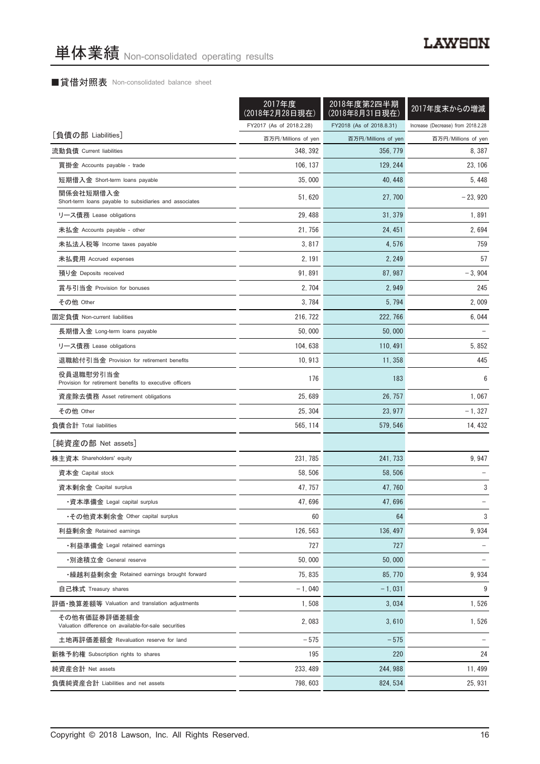# 単体業績 Non-consolidated operating results

■貸借対照表 Non-consolidated balance sheet

| | 2017年度(2018年2月28日現在) | 2018年度第2四半期(2018年8月31日現在) | 2017年度末からの増減 |
|---|---|---|---|
| | FY2017 (As of 2018.2.28) | FY2018 (As of 2018.8.31) | Increase (Decrease) from 2018.2.28 |
| ［負債の部 Liabilities］ | 百万円/Millions of yen | 百万円/Millions of yen | 百万円/Millions of yen |
| 流動負債 Current liabilities | 348, 392 | 356, 779 | 8, 387 |
| 買掛金 Accounts payable - trade | 106, 137 | 129, 244 | 23, 106 |
| 短期借入金 Short-term loans payable | 35, 000 | 40, 448 | 5, 448 |
| 関係会社短期借入金 Short-term loans payable to subsidiaries and associates | 51, 620 | 27, 700 | －23, 920 |
| リース債務 Lease obligations | 29, 488 | 31, 379 | 1, 891 |
| 未払金 Accounts payable - other | 21, 756 | 24, 451 | 2, 694 |
| 未払法人税等 Income taxes payable | 3, 817 | 4, 576 | 759 |
| 未払費用 Accrued expenses | 2, 191 | 2, 249 | 57 |
| 預り金 Deposits received | 91, 891 | 87, 987 | －3, 904 |
| 賞与引当金 Provision for bonuses | 2, 704 | 2, 949 | 245 |
| その他 Other | 3, 784 | 5, 794 | 2, 009 |
| 固定負債 Non-current liabilities | 216, 722 | 222, 766 | 6, 044 |
| 長期借入金 Long-term loans payable | 50, 000 | 50, 000 | － |
| リース債務 Lease obligations | 104, 638 | 110, 491 | 5, 852 |
| 退職給付引当金 Provision for retirement benefits | 10, 913 | 11, 358 | 445 |
| 役員退職慰労引当金 Provision for retirement benefits to executive officers | 176 | 183 | 6 |
| 資産除去債務 Asset retirement obligations | 25, 689 | 26, 757 | 1, 067 |
| その他 Other | 25, 304 | 23, 977 | －1, 327 |
| 負債合計 Total liabilities | 565, 114 | 579, 546 | 14, 432 |
| ［純資産の部 Net assets］ | | | |
| 株主資本 Shareholders' equity | 231, 785 | 241, 733 | 9, 947 |
| 資本金 Capital stock | 58, 506 | 58, 506 | － |
| 資本剰余金 Capital surplus | 47, 757 | 47, 760 | 3 |
| ・資本準備金 Legal capital surplus | 47, 696 | 47, 696 | － |
| ・その他資本剰余金 Other capital surplus | 60 | 64 | 3 |
| 利益剰余金 Retained earnings | 126, 563 | 136, 497 | 9, 934 |
| ・利益準備金 Legal retained earnings | 727 | 727 | － |
| ・別途積立金 General reserve | 50, 000 | 50, 000 | － |
| ・繰越利益剰余金 Retained earnings brought forward | 75, 835 | 85, 770 | 9, 934 |
| 自己株式 Treasury shares | －1, 040 | －1, 031 | 9 |
| 評価・換算差額等 Valuation and translation adjustments | 1, 508 | 3, 034 | 1, 526 |
| その他有価証券評価差額金 Valuation difference on available-for-sale securities | 2, 083 | 3, 610 | 1, 526 |
| 土地再評価差額金 Revaluation reserve for land | －575 | －575 | － |
| 新株予約権 Subscription rights to shares | 195 | 220 | 24 |
| 純資産合計 Net assets | 233, 489 | 244, 988 | 11, 499 |
| 負債純資産合計 Liabilities and net assets | 798, 603 | 824, 534 | 25, 931 |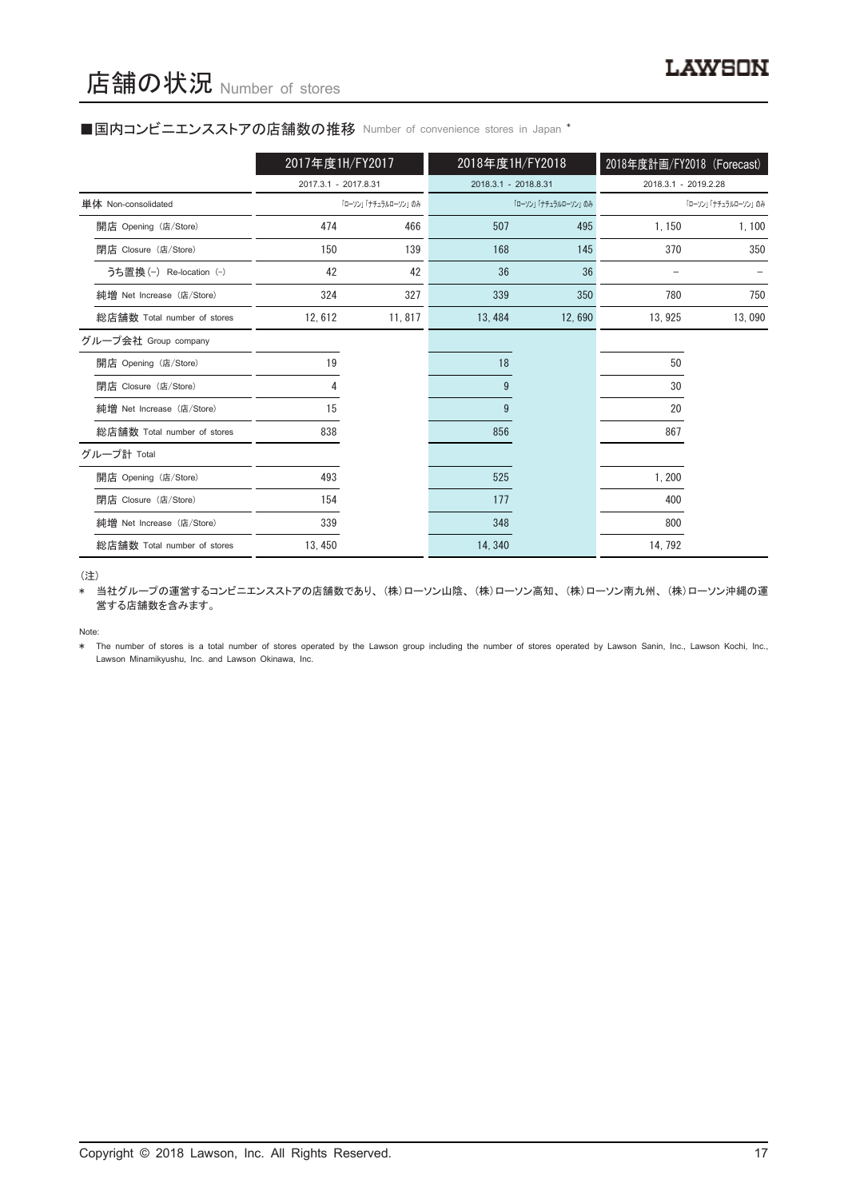# 店舗の状況 Number of stores

■国内コンビニエンスストアの店舗数の推移 Number of convenience stores in Japan *

| | 2017年度1H/FY2017 | | 2018年度1H/FY2018 | | 2018年度計画/FY2018 (Forecast) | |
|---|---|---|---|---|---|---|
| | 2017.3.1 - 2017.8.31 | | 2018.3.1 - 2018.8.31 | | 2018.3.1 - 2019.2.28 | |
| 単体 Non-consolidated | | 「ローソン」「ナチュラルローソン」のみ | | 「ローソン」「ナチュラルローソン」のみ | | 「ローソン」「ナチュラルローソン」のみ |
| 開店 Opening (店/Store) | 474 | 466 | 507 | 495 | 1, 150 | 1, 100 |
| 閉店 Closure (店/Store) | 150 | 139 | 168 | 145 | 370 | 350 |
| うち置換 (-) Re-location (-) | 42 | 42 | 36 | 36 | – | – |
| 純増 Net Increase (店/Store) | 324 | 327 | 339 | 350 | 780 | 750 |
| 総店舗数 Total number of stores | 12, 612 | 11, 817 | 13, 484 | 12, 690 | 13, 925 | 13, 090 |
| グループ会社 Group company | | | | | | |
| 開店 Opening (店/Store) | 19 | | 18 | | 50 | |
| 閉店 Closure (店/Store) | 4 | | 9 | | 30 | |
| 純増 Net Increase (店/Store) | 15 | | 9 | | 20 | |
| 総店舗数 Total number of stores | 838 | | 856 | | 867 | |
| グループ計 Total | | | | | | |
| 開店 Opening (店/Store) | 493 | | 525 | | 1, 200 | |
| 閉店 Closure (店/Store) | 154 | | 177 | | 400 | |
| 純増 Net Increase (店/Store) | 339 | | 348 | | 800 | |
| 総店舗数 Total number of stores | 13, 450 | | 14, 340 | | 14, 792 | |

(注)

* 当社グループの運営するコンビニエンスストアの店舗数であり、(株)ローソン山陰、(株)ローソン高知、(株)ローソン南九州、(株)ローソン沖縄の運営する店舗数を含みます。

Note:

* The number of stores is a total number of stores operated by the Lawson group including the number of stores operated by Lawson Sanin, Inc., Lawson Kochi, Inc., Lawson Minamikyushu, Inc. and Lawson Okinawa, Inc.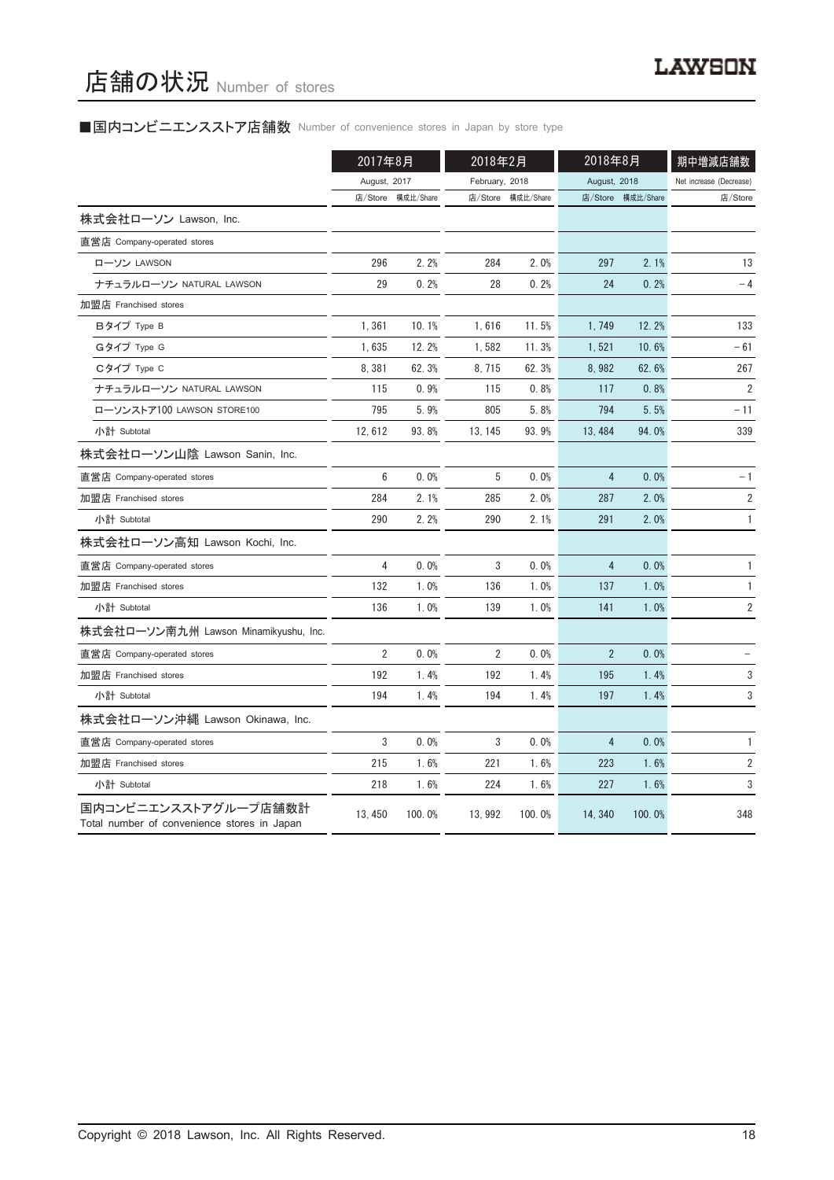# 店舗の状況 Number of stores

## ■国内コンビニエンスストア店舗数 Number of convenience stores in Japan by store type

| | 2017年8月 August, 2017 | | 2018年2月 February, 2018 | | 2018年8月 August, 2018 | | 期中増減店舗数 Net increase (Decrease) |
|---|---|---|---|---|---|---|---|
| | 店/Store | 構成比/Share | 店/Store | 構成比/Share | 店/Store | 構成比/Share | 店/Store |
| **株式会社ローソン Lawson, Inc.** | | | | | | | |
| 直営店 Company-operated stores | | | | | | | |
| ローソン LAWSON | 296 | 2.2% | 284 | 2.0% | 297 | 2.1% | 13 |
| ナチュラルローソン NATURAL LAWSON | 29 | 0.2% | 28 | 0.2% | 24 | 0.2% | －4 |
| 加盟店 Franchised stores | | | | | | | |
| Bタイプ Type B | 1,361 | 10.1% | 1,616 | 11.5% | 1,749 | 12.2% | 133 |
| Gタイプ Type G | 1,635 | 12.2% | 1,582 | 11.3% | 1,521 | 10.6% | －61 |
| Cタイプ Type C | 8,381 | 62.3% | 8,715 | 62.3% | 8,982 | 62.6% | 267 |
| ナチュラルローソン NATURAL LAWSON | 115 | 0.9% | 115 | 0.8% | 117 | 0.8% | 2 |
| ローソンストア100 LAWSON STORE100 | 795 | 5.9% | 805 | 5.8% | 794 | 5.5% | －11 |
| 小計 Subtotal | 12,612 | 93.8% | 13,145 | 93.9% | 13,484 | 94.0% | 339 |
| **株式会社ローソン山陰 Lawson Sanin, Inc.** | | | | | | | |
| 直営店 Company-operated stores | 6 | 0.0% | 5 | 0.0% | 4 | 0.0% | －1 |
| 加盟店 Franchised stores | 284 | 2.1% | 285 | 2.0% | 287 | 2.0% | 2 |
| 小計 Subtotal | 290 | 2.2% | 290 | 2.1% | 291 | 2.0% | 1 |
| **株式会社ローソン高知 Lawson Kochi, Inc.** | | | | | | | |
| 直営店 Company-operated stores | 4 | 0.0% | 3 | 0.0% | 4 | 0.0% | 1 |
| 加盟店 Franchised stores | 132 | 1.0% | 136 | 1.0% | 137 | 1.0% | 1 |
| 小計 Subtotal | 136 | 1.0% | 139 | 1.0% | 141 | 1.0% | 2 |
| **株式会社ローソン南九州 Lawson Minamikyushu, Inc.** | | | | | | | |
| 直営店 Company-operated stores | 2 | 0.0% | 2 | 0.0% | 2 | 0.0% | － |
| 加盟店 Franchised stores | 192 | 1.4% | 192 | 1.4% | 195 | 1.4% | 3 |
| 小計 Subtotal | 194 | 1.4% | 194 | 1.4% | 197 | 1.4% | 3 |
| **株式会社ローソン沖縄 Lawson Okinawa, Inc.** | | | | | | | |
| 直営店 Company-operated stores | 3 | 0.0% | 3 | 0.0% | 4 | 0.0% | 1 |
| 加盟店 Franchised stores | 215 | 1.6% | 221 | 1.6% | 223 | 1.6% | 2 |
| 小計 Subtotal | 218 | 1.6% | 224 | 1.6% | 227 | 1.6% | 3 |
| **国内コンビニエンスストアグループ店舗数計 Total number of convenience stores in Japan** | 13,450 | 100.0% | 13,992 | 100.0% | 14,340 | 100.0% | 348 |

Copyright © 2018 Lawson, Inc. All Rights Reserved.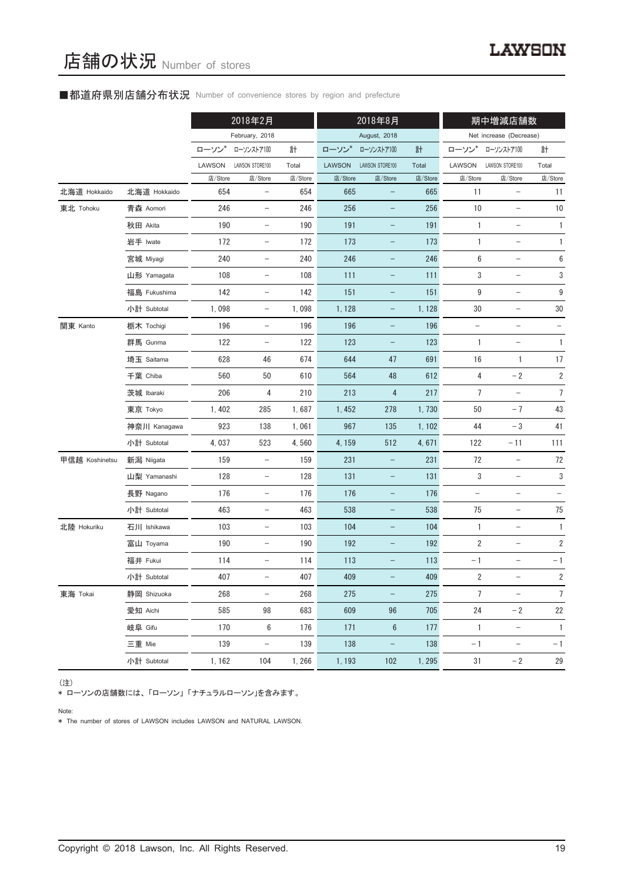# 店舗の状況 Number of stores

■都道府県別店舗分布状況 Number of convenience stores by region and prefecture

| | | 2018年2月 February, 2018 | | | 2018年8月 August, 2018 | | | 期中増減店舗数 Net increase (Decrease) | | |
|---|---|---|---|---|---|---|---|---|---|---|
| | | ローソン* LAWSON | ローソンストア100 LAWSON STORE100 | 計 Total | ローソン* LAWSON | ローソンストア100 LAWSON STORE100 | 計 Total | ローソン* LAWSON | ローソンストア100 LAWSON STORE100 | 計 Total |
| | | 店/Store | 店/Store | 店/Store | 店/Store | 店/Store | 店/Store | 店/Store | 店/Store | 店/Store |
| 北海道 Hokkaido | 北海道 Hokkaido | 654 | – | 654 | 665 | – | 665 | 11 | – | 11 |
| 東北 Tohoku | 青森 Aomori | 246 | – | 246 | 256 | – | 256 | 10 | – | 10 |
| | 秋田 Akita | 190 | – | 190 | 191 | – | 191 | 1 | – | 1 |
| | 岩手 Iwate | 172 | – | 172 | 173 | – | 173 | 1 | – | 1 |
| | 宮城 Miyagi | 240 | – | 240 | 246 | – | 246 | 6 | – | 6 |
| | 山形 Yamagata | 108 | – | 108 | 111 | – | 111 | 3 | – | 3 |
| | 福島 Fukushima | 142 | – | 142 | 151 | – | 151 | 9 | – | 9 |
| | 小計 Subtotal | 1,098 | – | 1,098 | 1,128 | – | 1,128 | 30 | – | 30 |
| 関東 Kanto | 栃木 Tochigi | 196 | – | 196 | 196 | – | 196 | – | – | – |
| | 群馬 Gunma | 122 | – | 122 | 123 | – | 123 | 1 | – | 1 |
| | 埼玉 Saitama | 628 | 46 | 674 | 644 | 47 | 691 | 16 | 1 | 17 |
| | 千葉 Chiba | 560 | 50 | 610 | 564 | 48 | 612 | 4 | −2 | 2 |
| | 茨城 Ibaraki | 206 | 4 | 210 | 213 | 4 | 217 | 7 | – | 7 |
| | 東京 Tokyo | 1,402 | 285 | 1,687 | 1,452 | 278 | 1,730 | 50 | −7 | 43 |
| | 神奈川 Kanagawa | 923 | 138 | 1,061 | 967 | 135 | 1,102 | 44 | −3 | 41 |
| | 小計 Subtotal | 4,037 | 523 | 4,560 | 4,159 | 512 | 4,671 | 122 | −11 | 111 |
| 甲信越 Koshinetsu | 新潟 Niigata | 159 | – | 159 | 231 | – | 231 | 72 | – | 72 |
| | 山梨 Yamanashi | 128 | – | 128 | 131 | – | 131 | 3 | – | 3 |
| | 長野 Nagano | 176 | – | 176 | 176 | – | 176 | – | – | – |
| | 小計 Subtotal | 463 | – | 463 | 538 | – | 538 | 75 | – | 75 |
| 北陸 Hokuriku | 石川 Ishikawa | 103 | – | 103 | 104 | – | 104 | 1 | – | 1 |
| | 富山 Toyama | 190 | – | 190 | 192 | – | 192 | 2 | – | 2 |
| | 福井 Fukui | 114 | – | 114 | 113 | – | 113 | −1 | – | −1 |
| | 小計 Subtotal | 407 | – | 407 | 409 | – | 409 | 2 | – | 2 |
| 東海 Tokai | 静岡 Shizuoka | 268 | – | 268 | 275 | – | 275 | 7 | – | 7 |
| | 愛知 Aichi | 585 | 98 | 683 | 609 | 96 | 705 | 24 | −2 | 22 |
| | 岐阜 Gifu | 170 | 6 | 176 | 171 | 6 | 177 | 1 | – | 1 |
| | 三重 Mie | 139 | – | 139 | 138 | – | 138 | −1 | – | −1 |
| | 小計 Subtotal | 1,162 | 104 | 1,266 | 1,193 | 102 | 1,295 | 31 | −2 | 29 |

（注）
* ローソンの店舗数には、「ローソン」「ナチュラルローソン」を含みます。

Note:
* The number of stores of LAWSON includes LAWSON and NATURAL LAWSON.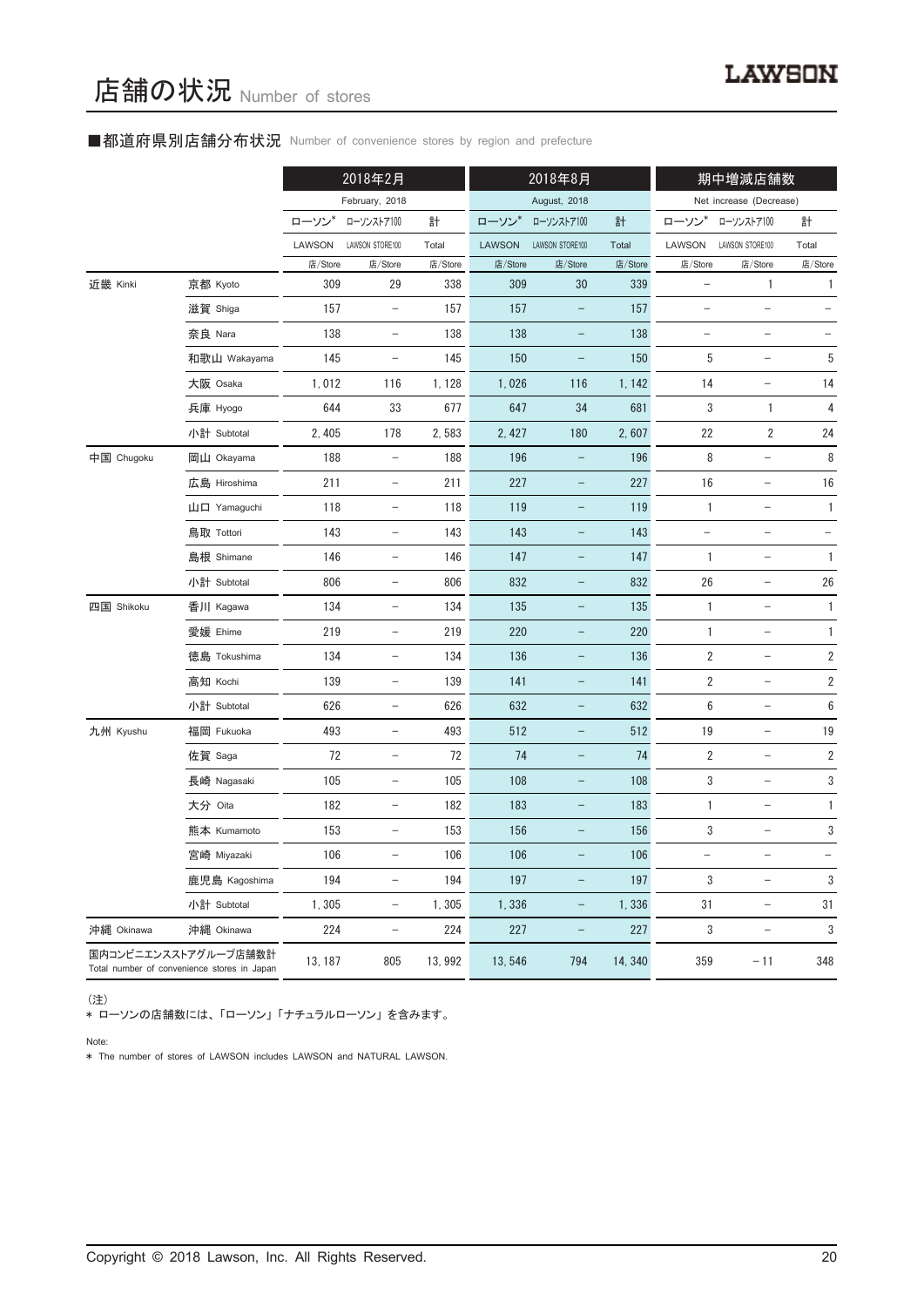# 店舗の状況 Number of stores

## ■都道府県別店舗分布状況 Number of convenience stores by region and prefecture

| | | 2018年2月 February, 2018 | | | 2018年8月 August, 2018 | | | 期中増減店舗数 Net increase (Decrease) | | |
|---|---|---|---|---|---|---|---|---|---|---|
| | | ローソン* LAWSON | ローソンストア100 LAWSON STORE100 | 計 Total | ローソン* LAWSON | ローソンストア100 LAWSON STORE100 | 計 Total | ローソン* LAWSON | ローソンストア100 LAWSON STORE100 | 計 Total |
| | | 店/Store | 店/Store | 店/Store | 店/Store | 店/Store | 店/Store | 店/Store | 店/Store | 店/Store |
| 近畿 Kinki | 京都 Kyoto | 309 | 29 | 338 | 309 | 30 | 339 | – | 1 | 1 |
| | 滋賀 Shiga | 157 | – | 157 | 157 | – | 157 | – | – | – |
| | 奈良 Nara | 138 | – | 138 | 138 | – | 138 | – | – | – |
| | 和歌山 Wakayama | 145 | – | 145 | 150 | – | 150 | 5 | – | 5 |
| | 大阪 Osaka | 1,012 | 116 | 1,128 | 1,026 | 116 | 1,142 | 14 | – | 14 |
| | 兵庫 Hyogo | 644 | 33 | 677 | 647 | 34 | 681 | 3 | 1 | 4 |
| | 小計 Subtotal | 2,405 | 178 | 2,583 | 2,427 | 180 | 2,607 | 22 | 2 | 24 |
| 中国 Chugoku | 岡山 Okayama | 188 | – | 188 | 196 | – | 196 | 8 | – | 8 |
| | 広島 Hiroshima | 211 | – | 211 | 227 | – | 227 | 16 | – | 16 |
| | 山口 Yamaguchi | 118 | – | 118 | 119 | – | 119 | 1 | – | 1 |
| | 鳥取 Tottori | 143 | – | 143 | 143 | – | 143 | – | – | – |
| | 島根 Shimane | 146 | – | 146 | 147 | – | 147 | 1 | – | 1 |
| | 小計 Subtotal | 806 | – | 806 | 832 | – | 832 | 26 | – | 26 |
| 四国 Shikoku | 香川 Kagawa | 134 | – | 134 | 135 | – | 135 | 1 | – | 1 |
| | 愛媛 Ehime | 219 | – | 219 | 220 | – | 220 | 1 | – | 1 |
| | 徳島 Tokushima | 134 | – | 134 | 136 | – | 136 | 2 | – | 2 |
| | 高知 Kochi | 139 | – | 139 | 141 | – | 141 | 2 | – | 2 |
| | 小計 Subtotal | 626 | – | 626 | 632 | – | 632 | 6 | – | 6 |
| 九州 Kyushu | 福岡 Fukuoka | 493 | – | 493 | 512 | – | 512 | 19 | – | 19 |
| | 佐賀 Saga | 72 | – | 72 | 74 | – | 74 | 2 | – | 2 |
| | 長崎 Nagasaki | 105 | – | 105 | 108 | – | 108 | 3 | – | 3 |
| | 大分 Oita | 182 | – | 182 | 183 | – | 183 | 1 | – | 1 |
| | 熊本 Kumamoto | 153 | – | 153 | 156 | – | 156 | 3 | – | 3 |
| | 宮崎 Miyazaki | 106 | – | 106 | 106 | – | 106 | – | – | – |
| | 鹿児島 Kagoshima | 194 | – | 194 | 197 | – | 197 | 3 | – | 3 |
| | 小計 Subtotal | 1,305 | – | 1,305 | 1,336 | – | 1,336 | 31 | – | 31 |
| 沖縄 Okinawa | 沖縄 Okinawa | 224 | – | 224 | 227 | – | 227 | 3 | – | 3 |
| 国内コンビニエンスストアグループ店舗数計 Total number of convenience stores in Japan | | 13,187 | 805 | 13,992 | 13,546 | 794 | 14,340 | 359 | –11 | 348 |

（注）
* ローソンの店舗数には、「ローソン」「ナチュラルローソン」を含みます。

Note:
* The number of stores of LAWSON includes LAWSON and NATURAL LAWSON.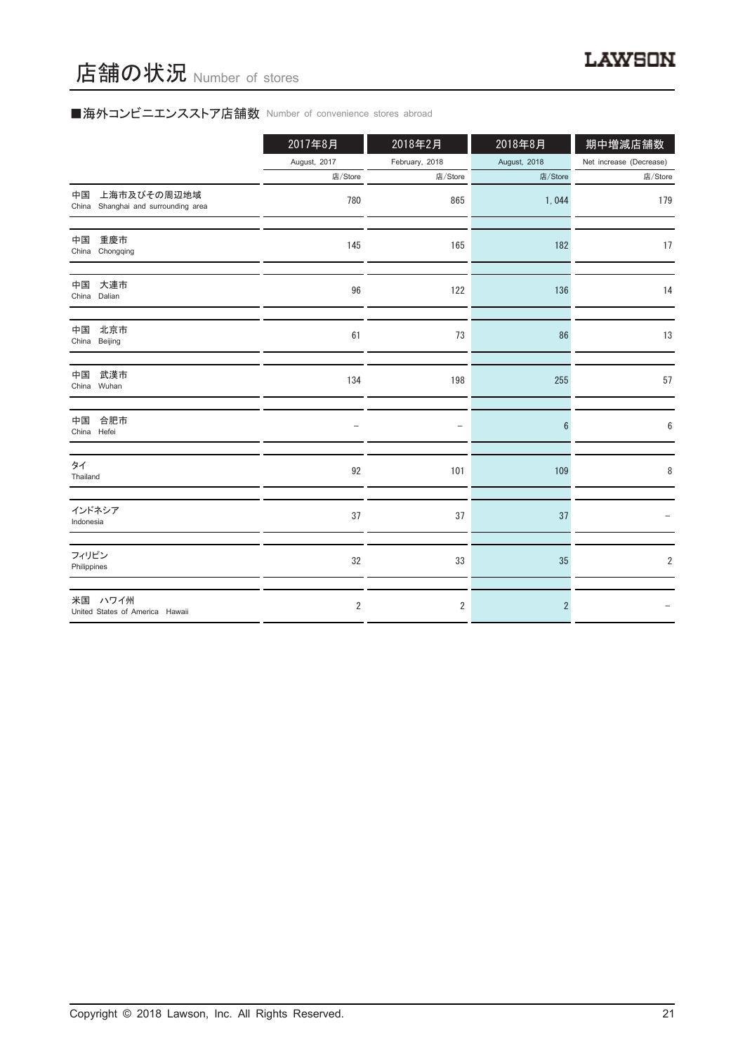# 店舗の状況 Number of stores

■海外コンビニエンスストア店舗数 Number of convenience stores abroad

| | 2017年8月<br>August, 2017<br>店/Store | 2018年2月<br>February, 2018<br>店/Store | 2018年8月<br>August, 2018<br>店/Store | 期中増減店舗数<br>Net increase (Decrease)<br>店/Store |
|---|---|---|---|---|
| 中国 上海市及びその周辺地域<br>China Shanghai and surrounding area | 780 | 865 | 1,044 | 179 |
| 中国 重慶市<br>China Chongqing | 145 | 165 | 182 | 17 |
| 中国 大連市<br>China Dalian | 96 | 122 | 136 | 14 |
| 中国 北京市<br>China Beijing | 61 | 73 | 86 | 13 |
| 中国 武漢市<br>China Wuhan | 134 | 198 | 255 | 57 |
| 中国 合肥市<br>China Hefei | – | – | 6 | 6 |
| タイ<br>Thailand | 92 | 101 | 109 | 8 |
| インドネシア<br>Indonesia | 37 | 37 | 37 | – |
| フィリピン<br>Philippines | 32 | 33 | 35 | 2 |
| 米国 ハワイ州<br>United States of America Hawaii | 2 | 2 | 2 | – |

Copyright © 2018 Lawson, Inc. All Rights Reserved.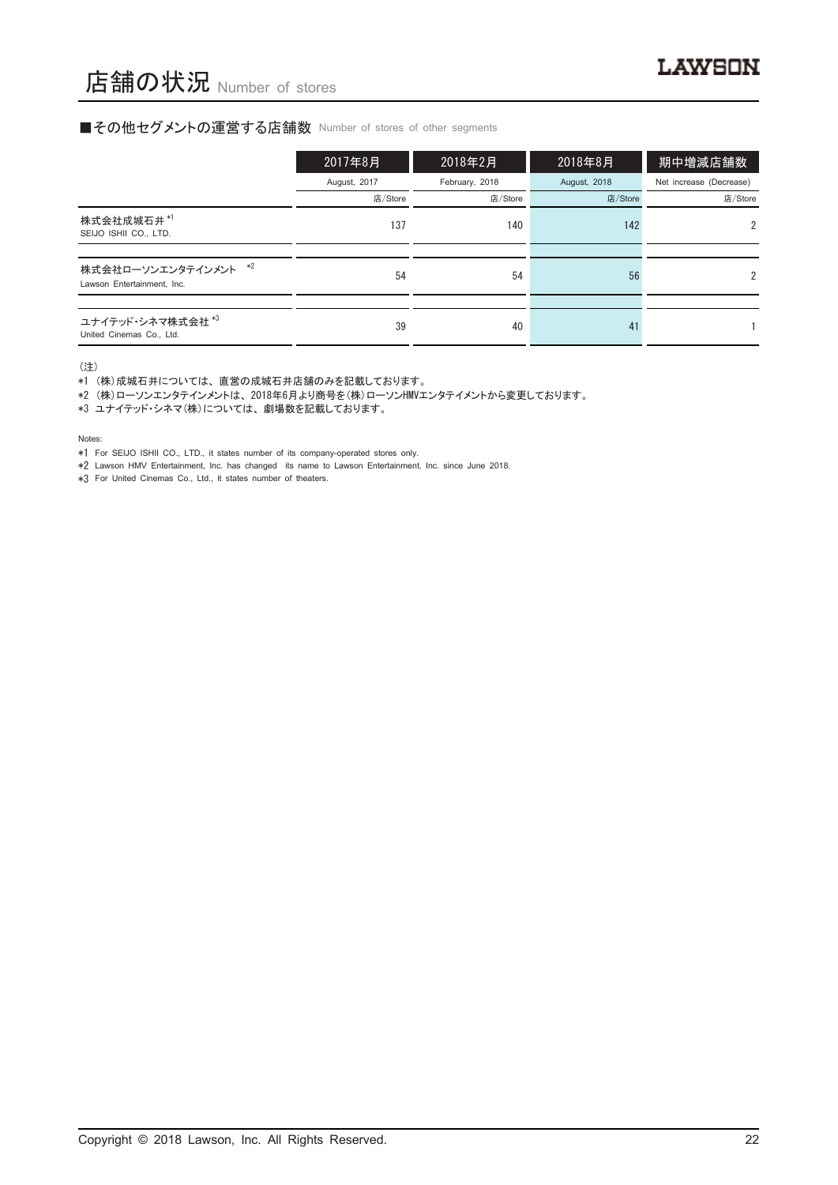# 店舗の状況 Number of stores

## ■その他セグメントの運営する店舗数 Number of stores of other segments

| | 2017年8月<br>August, 2017<br>店/Store | 2018年2月<br>February, 2018<br>店/Store | 2018年8月<br>August, 2018<br>店/Store | 期中増減店舗数<br>Net increase (Decrease)<br>店/Store |
|---|---|---|---|---|
| 株式会社成城石井 *1<br>SEIJO ISHII CO., LTD. | 137 | 140 | 142 | 2 |
| 株式会社ローソンエンタテインメント *2<br>Lawson Entertainment, Inc. | 54 | 54 | 56 | 2 |
| ユナイテッド・シネマ株式会社 *3<br>United Cinemas Co., Ltd. | 39 | 40 | 41 | 1 |

（注）

*1 （株）成城石井については、直営の成城石井店舗のみを記載しております。

*2 （株）ローソンエンタテインメントは、2018年6月より商号を（株）ローソンHMVエンタテイメントから変更しております。

*3 ユナイテッド・シネマ（株）については、劇場数を記載しております。

Notes:

*1 For SEIJO ISHII CO., LTD., it states number of its company-operated stores only.

*2 Lawson HMV Entertainment, Inc. has changed its name to Lawson Entertainment, Inc. since June 2018.

*3 For United Cinemas Co., Ltd., it states number of theaters.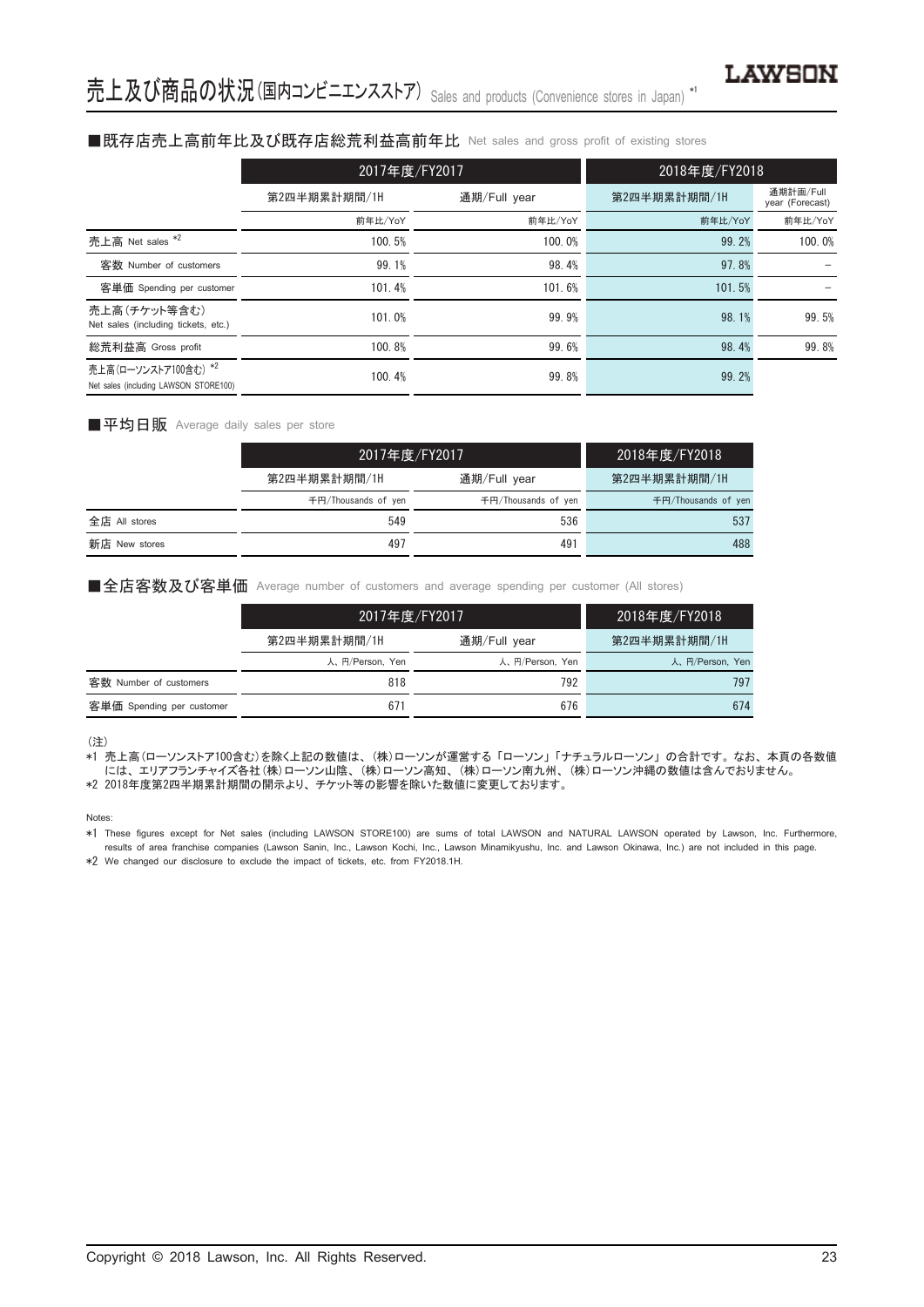# 売上及び商品の状況(国内コンビニエンスストア) Sales and products (Convenience stores in Japan) [*1]

## ■既存店売上高前年比及び既存店総荒利益高前年比 Net sales and gross profit of existing stores

| | 2017年度/FY2017 | | 2018年度/FY2018 | |
|---|---|---|---|---|
| | 第2四半期累計期間/1H | 通期/Full year | 第2四半期累計期間/1H | 通期計画/Full year (Forecast) |
| | 前年比/YoY | 前年比/YoY | 前年比/YoY | 前年比/YoY |
| 売上高 Net sales *2 | 100.5% | 100.0% | 99.2% | 100.0% |
| 客数 Number of customers | 99.1% | 98.4% | 97.8% | – |
| 客単価 Spending per customer | 101.4% | 101.6% | 101.5% | – |
| 売上高(チケット等含む) Net sales (including tickets, etc.) | 101.0% | 99.9% | 98.1% | 99.5% |
| 総荒利益高 Gross profit | 100.8% | 99.6% | 98.4% | 99.8% |
| 売上高(ローソンストア100含む) *2 Net sales (including LAWSON STORE100) | 100.4% | 99.8% | 99.2% | |

## ■平均日販 Average daily sales per store

| | 2017年度/FY2017 | | 2018年度/FY2018 |
|---|---|---|---|
| | 第2四半期累計期間/1H | 通期/Full year | 第2四半期累計期間/1H |
| | 千円/Thousands of yen | 千円/Thousands of yen | 千円/Thousands of yen |
| 全店 All stores | 549 | 536 | 537 |
| 新店 New stores | 497 | 491 | 488 |

## ■全店客数及び客単価 Average number of customers and average spending per customer (All stores)

| | 2017年度/FY2017 | | 2018年度/FY2018 |
|---|---|---|---|
| | 第2四半期累計期間/1H | 通期/Full year | 第2四半期累計期間/1H |
| | 人、円/Person, Yen | 人、円/Person, Yen | 人、円/Person, Yen |
| 客数 Number of customers | 818 | 792 | 797 |
| 客単価 Spending per customer | 671 | 676 | 674 |

(注)

*1 売上高(ローソンストア100含む)を除く上記の数値は、(株)ローソンが運営する「ローソン」「ナチュラルローソン」の合計です。なお、本頁の各数値には、エリアフランチャイズ各社(株)ローソン山陰、(株)ローソン高知、(株)ローソン南九州、(株)ローソン沖縄の数値は含んでおりません。

*2 2018年度第2四半期累計期間の開示より、チケット等の影響を除いた数値に変更しております。

Notes:

*1 These figures except for Net sales (including LAWSON STORE100) are sums of total LAWSON and NATURAL LAWSON operated by Lawson, Inc. Furthermore, results of area franchise companies (Lawson Sanin, Inc., Lawson Kochi, Inc., Lawson Minamikyushu, Inc. and Lawson Okinawa, Inc.) are not included in this page.

*2 We changed our disclosure to exclude the impact of tickets, etc. from FY2018.1H.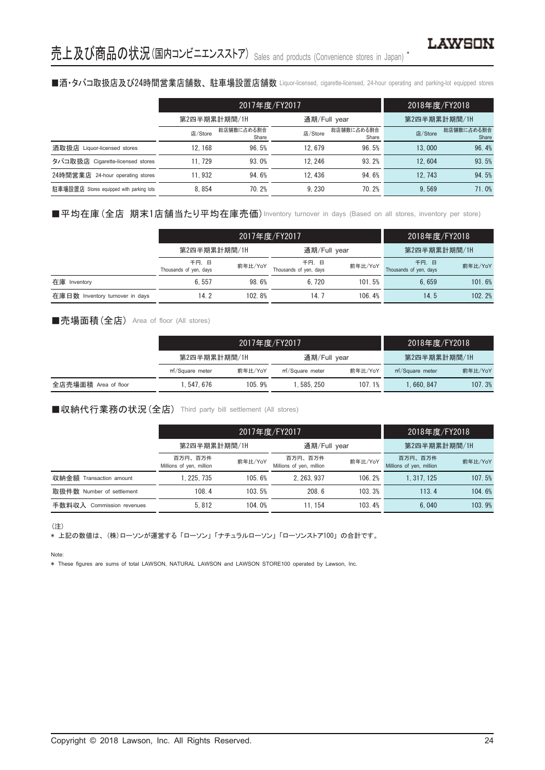# 売上及び商品の状況(国内コンビニエンスストア) Sales and products (Convenience stores in Japan) *

## ■酒・タバコ取扱店及び24時間営業店舗数、駐車場設置店舗数 Liquor-licensed, cigarette-licensed, 24-hour operating and parking-lot equipped stores

| | 2017年度/FY2017 | | | | 2018年度/FY2018 | |
|---|---|---|---|---|---|---|
| | 第2四半期累計期間/1H | | 通期/Full year | | 第2四半期累計期間/1H | |
| | 店/Store | 総店舗数に占める割合 Share | 店/Store | 総店舗数に占める割合 Share | 店/Store | 総店舗数に占める割合 Share |
| 酒取扱店 Liquor-licensed stores | 12, 168 | 96. 5% | 12, 679 | 96. 5% | 13, 000 | 96. 4% |
| タバコ取扱店 Cigarette-licensed stores | 11, 729 | 93. 0% | 12, 246 | 93. 2% | 12, 604 | 93. 5% |
| 24時間営業店 24-hour operating stores | 11, 932 | 94. 6% | 12, 436 | 94. 6% | 12, 743 | 94. 5% |
| 駐車場設置店 Stores equipped with parking lots | 8, 854 | 70. 2% | 9, 230 | 70. 2% | 9, 569 | 71. 0% |

## ■平均在庫(全店 期末1店舗当たり平均在庫売価) Inventory turnover in days (Based on all stores, inventory per store)

| | 2017年度/FY2017 | | | | 2018年度/FY2018 | |
|---|---|---|---|---|---|---|
| | 第2四半期累計期間/1H | | 通期/Full year | | 第2四半期累計期間/1H | |
| | 千円、日 Thousands of yen, days | 前年比/YoY | 千円、日 Thousands of yen, days | 前年比/YoY | 千円、日 Thousands of yen, days | 前年比/YoY |
| 在庫 Inventory | 6, 557 | 98. 6% | 6, 720 | 101. 5% | 6, 659 | 101. 6% |
| 在庫日数 Inventory turnover in days | 14. 2 | 102. 8% | 14. 7 | 106. 4% | 14. 5 | 102. 2% |

## ■売場面積(全店) Area of floor (All stores)

| | 2017年度/FY2017 | | | | 2018年度/FY2018 | |
|---|---|---|---|---|---|---|
| | 第2四半期累計期間/1H | | 通期/Full year | | 第2四半期累計期間/1H | |
| | ㎡/Square meter | 前年比/YoY | ㎡/Square meter | 前年比/YoY | ㎡/Square meter | 前年比/YoY |
| 全店売場面積 Area of floor | 1, 547, 676 | 105. 9% | 1, 585, 250 | 107. 1% | 1, 660, 847 | 107. 3% |

## ■収納代行業務の状況(全店) Third party bill settlement (All stores)

| | 2017年度/FY2017 | | | | 2018年度/FY2018 | |
|---|---|---|---|---|---|---|
| | 第2四半期累計期間/1H | | 通期/Full year | | 第2四半期累計期間/1H | |
| | 百万円、百万件 Millions of yen, million | 前年比/YoY | 百万円、百万件 Millions of yen, million | 前年比/YoY | 百万円、百万件 Millions of yen, million | 前年比/YoY |
| 収納金額 Transaction amount | 1, 225, 735 | 105. 6% | 2, 263, 937 | 106. 2% | 1, 317, 125 | 107. 5% |
| 取扱件数 Number of settlement | 108. 4 | 103. 5% | 208. 6 | 103. 3% | 113. 4 | 104. 6% |
| 手数料収入 Commission revenues | 5, 812 | 104. 0% | 11, 154 | 103. 4% | 6, 040 | 103. 9% |

(注)
* 上記の数値は、(株)ローソンが運営する「ローソン」「ナチュラルローソン」「ローソンストア100」の合計です。

Note:
* These figures are sums of total LAWSON, NATURAL LAWSON and LAWSON STORE100 operated by Lawson, Inc.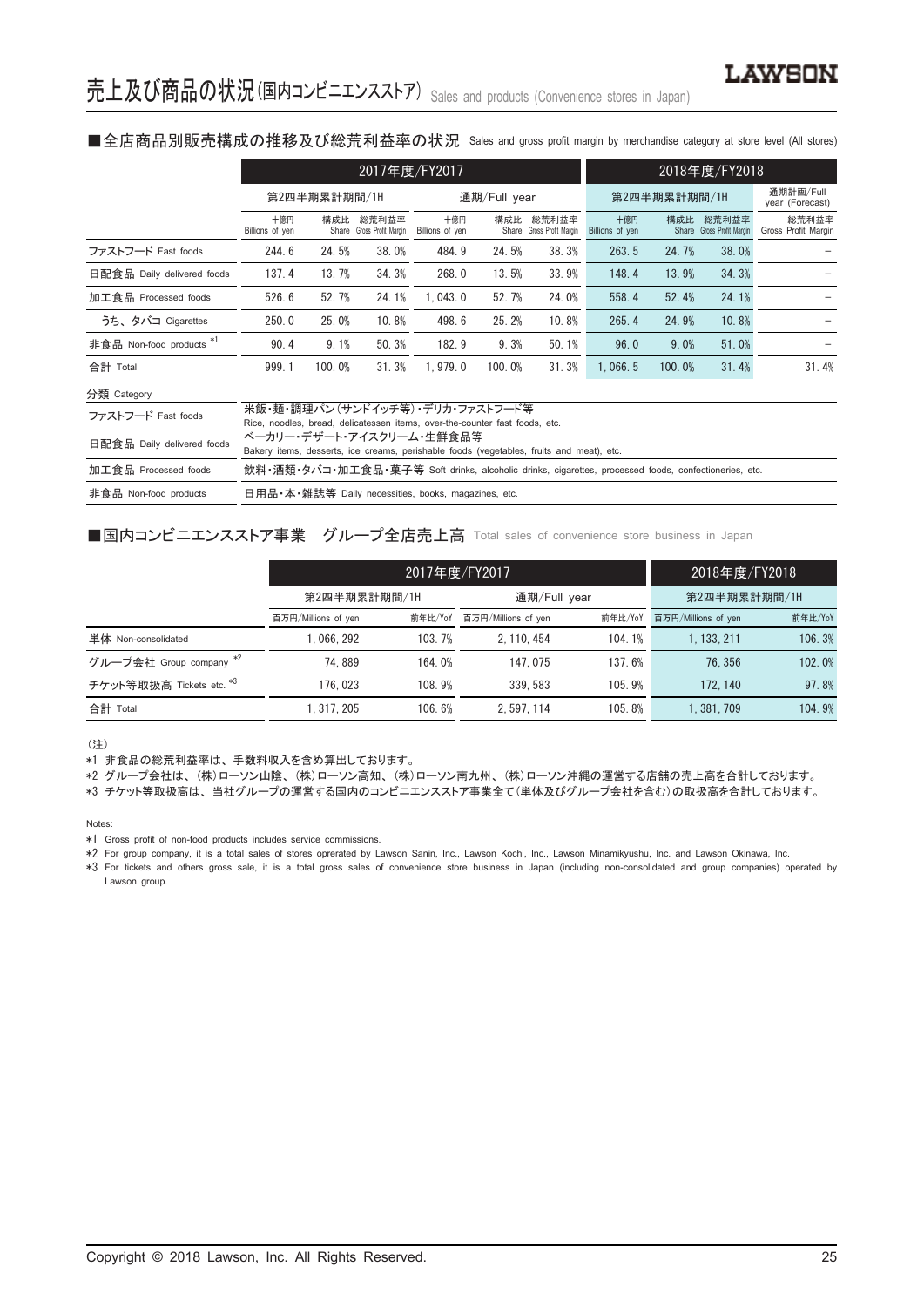# 売上及び商品の状況(国内コンビニエンスストア) Sales and products (Convenience stores in Japan)

■全店商品別販売構成の推移及び総荒利益率の状況 Sales and gross profit margin by merchandise category at store level (All stores)

| | 2017年度/FY2017 | | | | | | 2018年度/FY2018 | | | |
|---|---|---|---|---|---|---|---|---|---|---|
| | 第2四半期累計期間/1H | | | 通期/Full year | | | 第2四半期累計期間/1H | | | 通期計画/Full year (Forecast) |
| | 十億円 Billions of yen | 構成比 Share | 総荒利益率 Gross Profit Margin | 十億円 Billions of yen | 構成比 Share | 総荒利益率 Gross Profit Margin | 十億円 Billions of yen | 構成比 Share | 総荒利益率 Gross Profit Margin | 総荒利益率 Gross Profit Margin |
| ファストフード Fast foods | 244.6 | 24.5% | 38.0% | 484.9 | 24.5% | 38.3% | 263.5 | 24.7% | 38.0% | – |
| 日配食品 Daily delivered foods | 137.4 | 13.7% | 34.3% | 268.0 | 13.5% | 33.9% | 148.4 | 13.9% | 34.3% | – |
| 加工食品 Processed foods | 526.6 | 52.7% | 24.1% | 1,043.0 | 52.7% | 24.0% | 558.4 | 52.4% | 24.1% | – |
| うち、タバコ Cigarettes | 250.0 | 25.0% | 10.8% | 498.6 | 25.2% | 10.8% | 265.4 | 24.9% | 10.8% | – |
| 非食品 Non-food products *1 | 90.4 | 9.1% | 50.3% | 182.9 | 9.3% | 50.1% | 96.0 | 9.0% | 51.0% | – |
| 合計 Total | 999.1 | 100.0% | 31.3% | 1,979.0 | 100.0% | 31.3% | 1,066.5 | 100.0% | 31.4% | 31.4% |

| 分類 Category | |
|---|---|
| ファストフード Fast foods | 米飯・麺・調理パン(サンドイッチ等)・デリカ・ファストフード等 Rice, noodles, bread, delicatessen items, over-the-counter fast foods, etc. |
| 日配食品 Daily delivered foods | ベーカリー・デザート・アイスクリーム・生鮮食品等 Bakery items, desserts, ice creams, perishable foods (vegetables, fruits and meat), etc. |
| 加工食品 Processed foods | 飲料・酒類・タバコ・加工食品・菓子等 Soft drinks, alcoholic drinks, cigarettes, processed foods, confectioneries, etc. |
| 非食品 Non-food products | 日用品・本・雑誌等 Daily necessities, books, magazines, etc. |

■国内コンビニエンスストア事業 グループ全店売上高 Total sales of convenience store business in Japan

| | 2017年度/FY2017 | | | | 2018年度/FY2018 | |
|---|---|---|---|---|---|---|
| | 第2四半期累計期間/1H | | 通期/Full year | | 第2四半期累計期間/1H | |
| | 百万円/Millions of yen | 前年比/YoY | 百万円/Millions of yen | 前年比/YoY | 百万円/Millions of yen | 前年比/YoY |
| 単体 Non-consolidated | 1,066,292 | 103.7% | 2,110,454 | 104.1% | 1,133,211 | 106.3% |
| グループ会社 Group company *2 | 74,889 | 164.0% | 147,075 | 137.6% | 76,356 | 102.0% |
| チケット等取扱高 Tickets etc. *3 | 176,023 | 108.9% | 339,583 | 105.9% | 172,140 | 97.8% |
| 合計 Total | 1,317,205 | 106.6% | 2,597,114 | 105.8% | 1,381,709 | 104.9% |

(注)

*1 非食品の総荒利益率は、手数料収入を含め算出しております。

*2 グループ会社は、(株)ローソン山陰、(株)ローソン高知、(株)ローソン南九州、(株)ローソン沖縄の運営する店舗の売上高を合計しております。

*3 チケット等取扱高は、当社グループの運営する国内のコンビニエンスストア事業全て(単体及びグループ会社を含む)の取扱高を合計しております。

Notes:

*1 Gross profit of non-food products includes service commissions.

*2 For group company, it is a total sales of stores oprerated by Lawson Sanin, Inc., Lawson Kochi, Inc., Lawson Minamikyushu, Inc. and Lawson Okinawa, Inc.

*3 For tickets and others gross sale, it is a total gross sales of convenience store business in Japan (including non-consolidated and group companies) operated by Lawson group.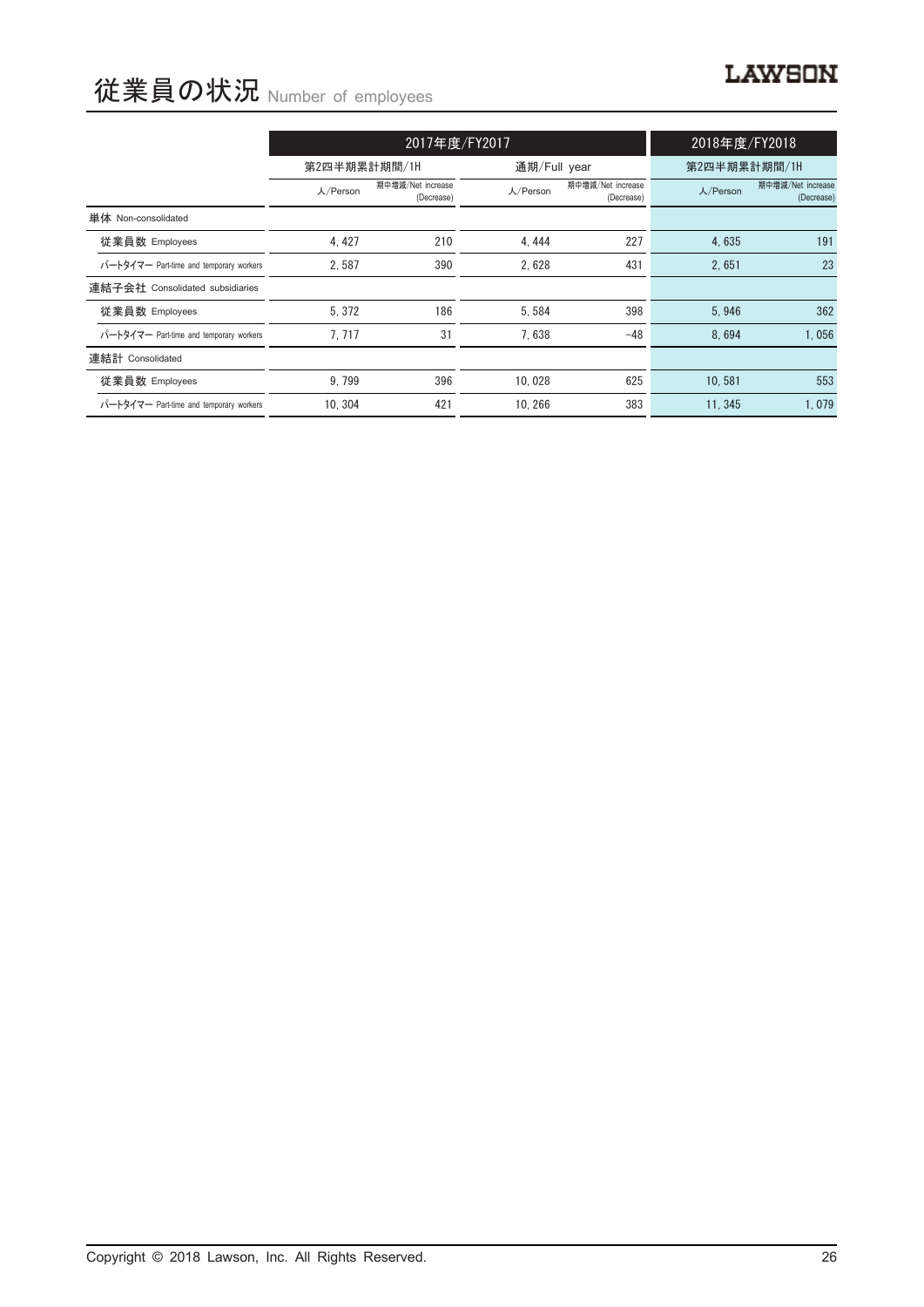# 従業員の状況 Number of employees

| | 2017年度/FY2017 | | | | 2018年度/FY2018 | |
|---|---|---|---|---|---|---|
| | 第2四半期累計期間/1H | | 通期/Full year | | 第2四半期累計期間/1H | |
| | 人/Person | 期中増減/Net increase (Decrease) | 人/Person | 期中増減/Net increase (Decrease) | 人/Person | 期中増減/Net increase (Decrease) |
| 単体 Non-consolidated | | | | | | |
| 従業員数 Employees | 4, 427 | 210 | 4, 444 | 227 | 4, 635 | 191 |
| パートタイマー Part-time and temporary workers | 2, 587 | 390 | 2, 628 | 431 | 2, 651 | 23 |
| 連結子会社 Consolidated subsidiaries | | | | | | |
| 従業員数 Employees | 5, 372 | 186 | 5, 584 | 398 | 5, 946 | 362 |
| パートタイマー Part-time and temporary workers | 7, 717 | 31 | 7, 638 | −48 | 8, 694 | 1, 056 |
| 連結計 Consolidated | | | | | | |
| 従業員数 Employees | 9, 799 | 396 | 10, 028 | 625 | 10, 581 | 553 |
| パートタイマー Part-time and temporary workers | 10, 304 | 421 | 10, 266 | 383 | 11, 345 | 1, 079 |

Copyright © 2018 Lawson, Inc. All Rights Reserved.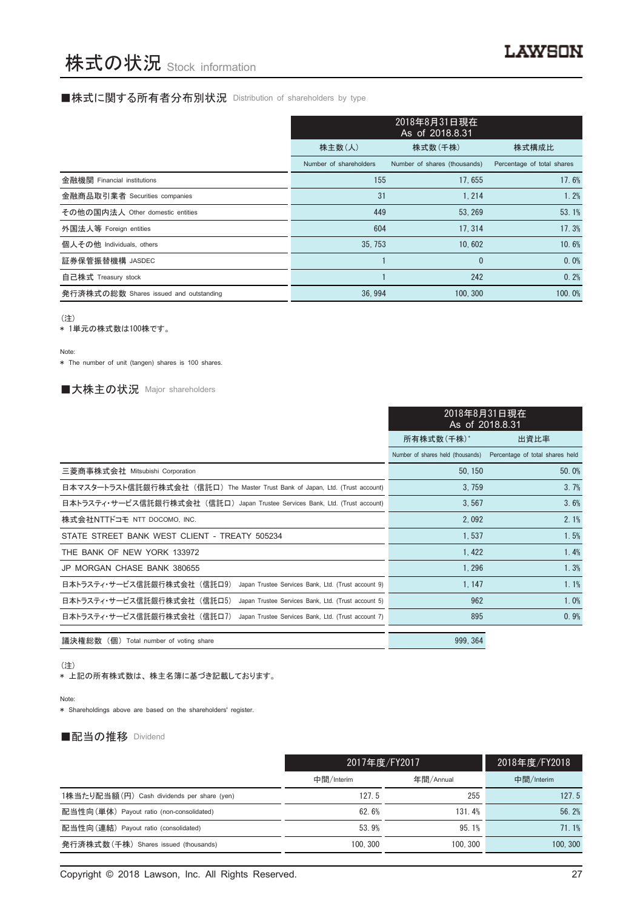# 株式の状況 Stock information

## ■株式に関する所有者分布別状況 Distribution of shareholders by type

| | 2018年8月31日現在 As of 2018.8.31 | | |
|---|---|---|---|
| | 株主数(人) Number of shareholders | 株式数(千株) Number of shares (thousands) | 株式構成比 Percentage of total shares |
| 金融機関 Financial institutions | 155 | 17, 655 | 17. 6% |
| 金融商品取引業者 Securities companies | 31 | 1, 214 | 1. 2% |
| その他の国内法人 Other domestic entities | 449 | 53, 269 | 53. 1% |
| 外国法人等 Foreign entities | 604 | 17, 314 | 17. 3% |
| 個人その他 Individuals, others | 35, 753 | 10, 602 | 10. 6% |
| 証券保管振替機構 JASDEC | 1 | 0 | 0. 0% |
| 自己株式 Treasury stock | 1 | 242 | 0. 2% |
| 発行済株式の総数 Shares issued and outstanding | 36, 994 | 100, 300 | 100. 0% |

(注)
＊ 1単元の株式数は100株です。

Note:
＊ The number of unit (tangen) shares is 100 shares.

## ■大株主の状況 Major shareholders

| | 2018年8月31日現在 As of 2018.8.31 | |
|---|---|---|
| | 所有株式数(千株)* Number of shares held (thousands) | 出資比率 Percentage of total shares held |
| 三菱商事株式会社 Mitsubishi Corporation | 50, 150 | 50. 0% |
| 日本マスタートラスト信託銀行株式会社 (信託口) The Master Trust Bank of Japan, Ltd. (Trust account) | 3, 759 | 3. 7% |
| 日本トラスティ・サービス信託銀行株式会社 (信託口) Japan Trustee Services Bank, Ltd. (Trust account) | 3, 567 | 3. 6% |
| 株式会社NTTドコモ NTT DOCOMO, INC. | 2, 092 | 2. 1% |
| STATE STREET BANK WEST CLIENT - TREATY 505234 | 1, 537 | 1. 5% |
| THE BANK OF NEW YORK 133972 | 1, 422 | 1. 4% |
| JP MORGAN CHASE BANK 380655 | 1, 296 | 1. 3% |
| 日本トラスティ・サービス信託銀行株式会社 (信託口9) Japan Trustee Services Bank, Ltd. (Trust account 9) | 1, 147 | 1. 1% |
| 日本トラスティ・サービス信託銀行株式会社 (信託口5) Japan Trustee Services Bank, Ltd. (Trust account 5) | 962 | 1. 0% |
| 日本トラスティ・サービス信託銀行株式会社 (信託口7) Japan Trustee Services Bank, Ltd. (Trust account 7) | 895 | 0. 9% |
| 議決権総数 (個) Total number of voting share | 999, 364 | |

(注)
＊ 上記の所有株式数は、株主名簿に基づき記載しております。

Note:
＊ Shareholdings above are based on the shareholders' register.

## ■配当の推移 Dividend

| | 2017年度/FY2017 | | 2018年度/FY2018 |
|---|---|---|---|
| | 中間/Interim | 年間/Annual | 中間/Interim |
| 1株当たり配当額(円) Cash dividends per share (yen) | 127. 5 | 255 | 127. 5 |
| 配当性向(単体) Payout ratio (non-consolidated) | 62. 6% | 131. 4% | 56. 2% |
| 配当性向(連結) Payout ratio (consolidated) | 53. 9% | 95. 1% | 71. 1% |
| 発行済株式数(千株) Shares issued (thousands) | 100, 300 | 100, 300 | 100, 300 |